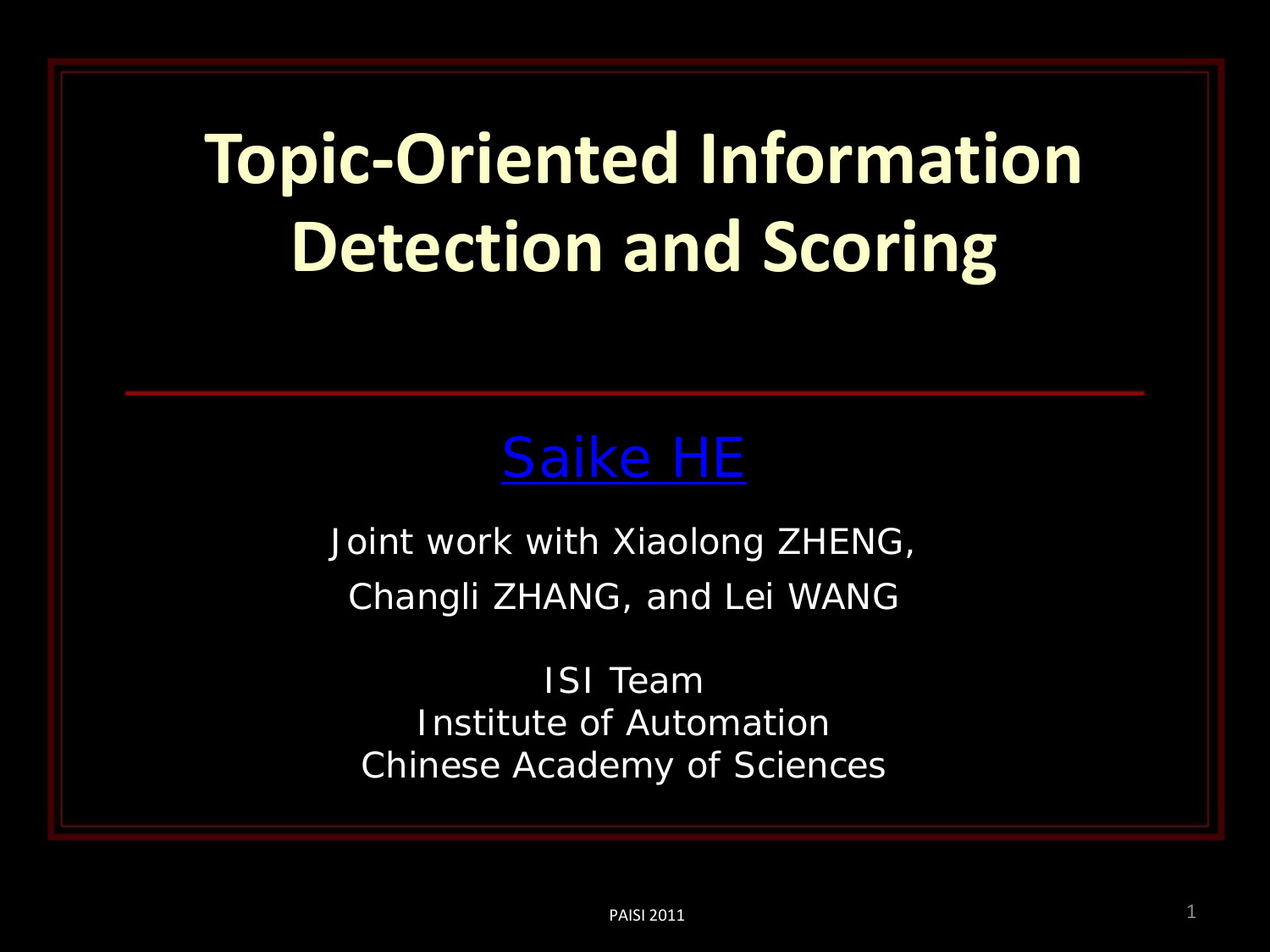# Topic-Oriented Information Detection and Scoring

Saike HE

Joint work with Xiaolong ZHENG, Changli ZHANG, and Lei WANG

ISI Team
Institute of Automation
Chinese Academy of Sciences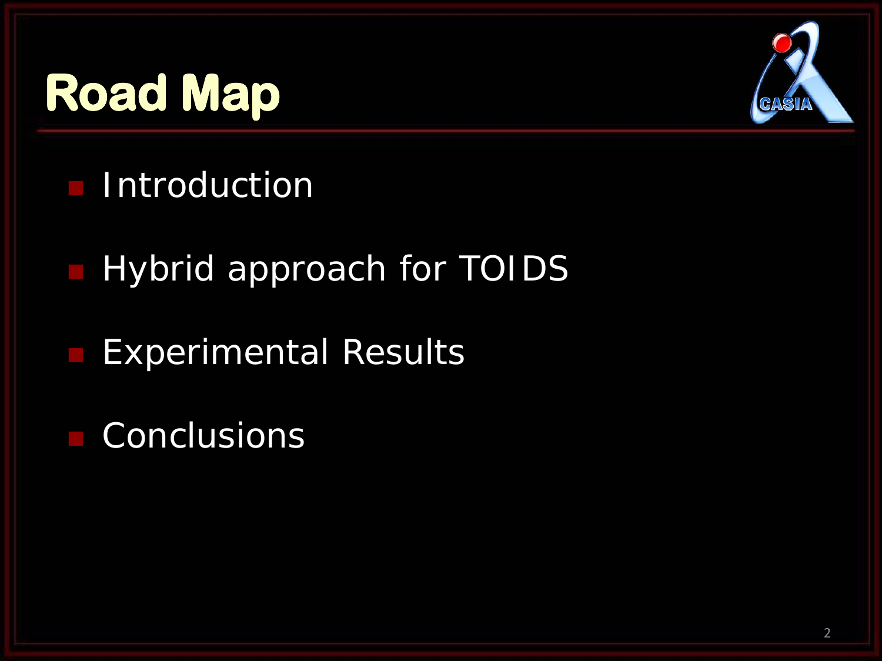# Road Map

- Introduction
- Hybrid approach for TOIDS
- Experimental Results
- Conclusions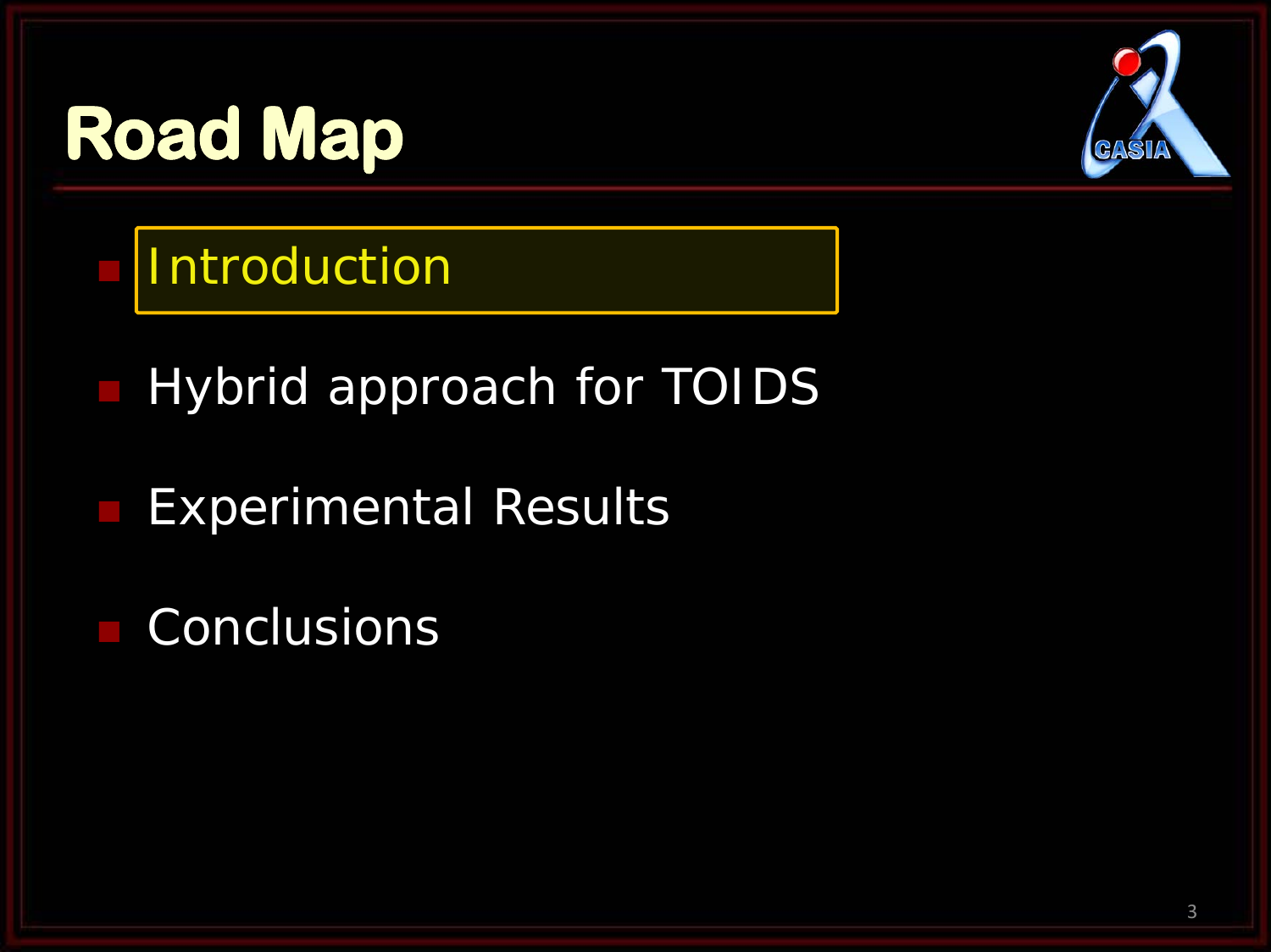# Road Map

- Introduction
- Hybrid approach for TOIDS
- Experimental Results
- Conclusions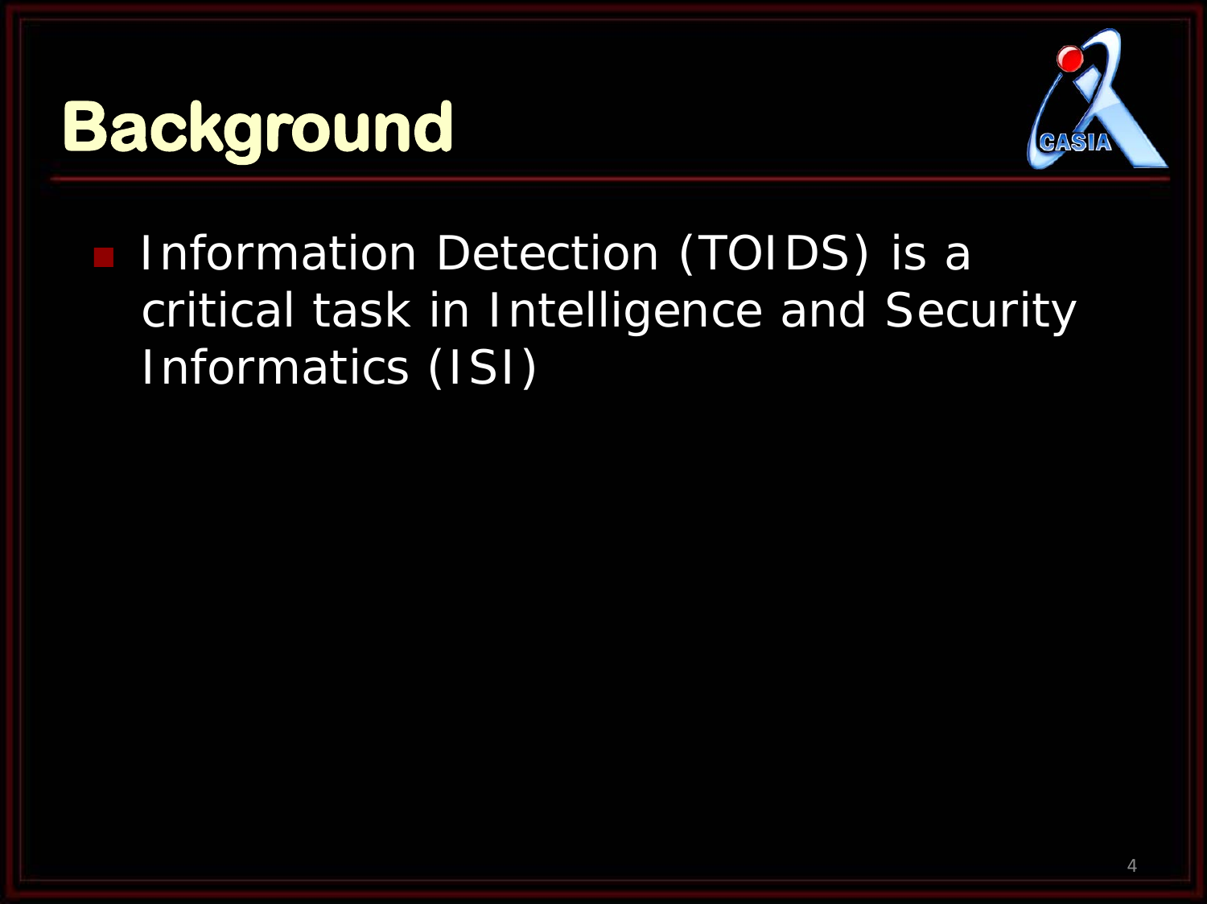# Background

- Information Detection (TOIDS) is a critical task in Intelligence and Security Informatics (ISI)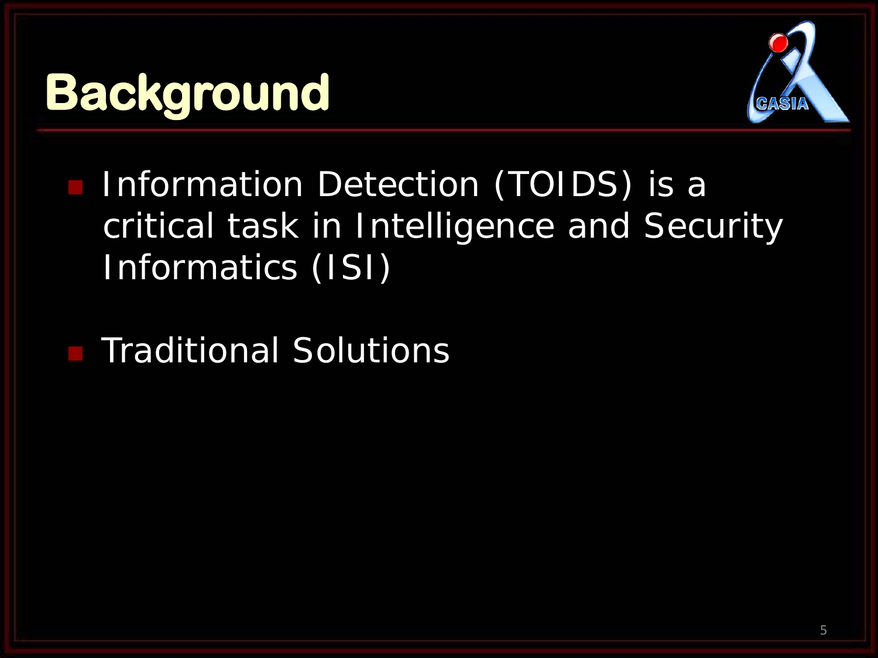# Background

- Information Detection (TOIDS) is a critical task in Intelligence and Security Informatics (ISI)
- Traditional Solutions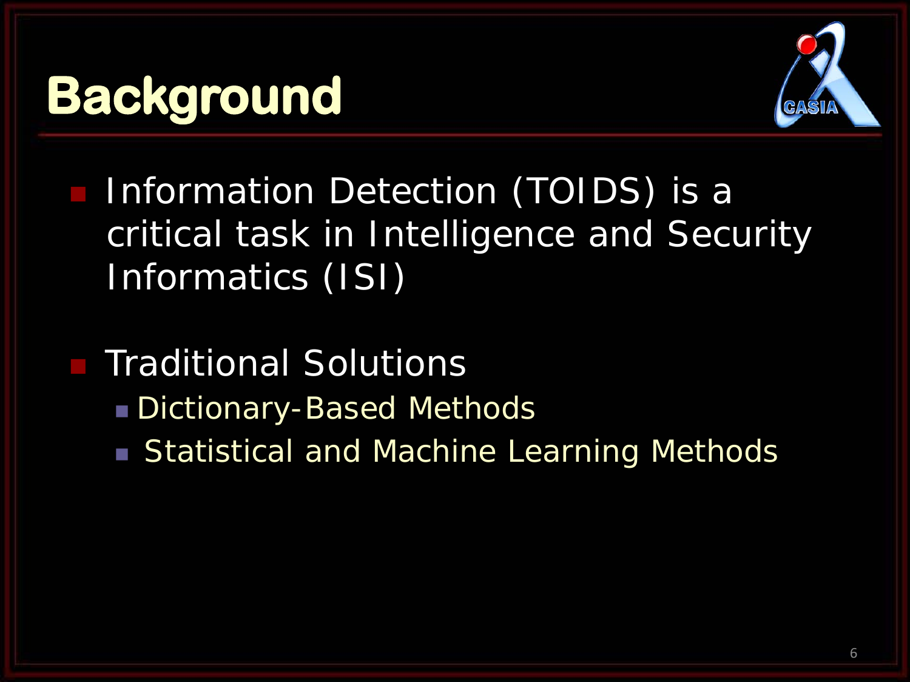# Background

- Information Detection (TOIDS) is a critical task in Intelligence and Security Informatics (ISI)

- Traditional Solutions
  - Dictionary-Based Methods
  - Statistical and Machine Learning Methods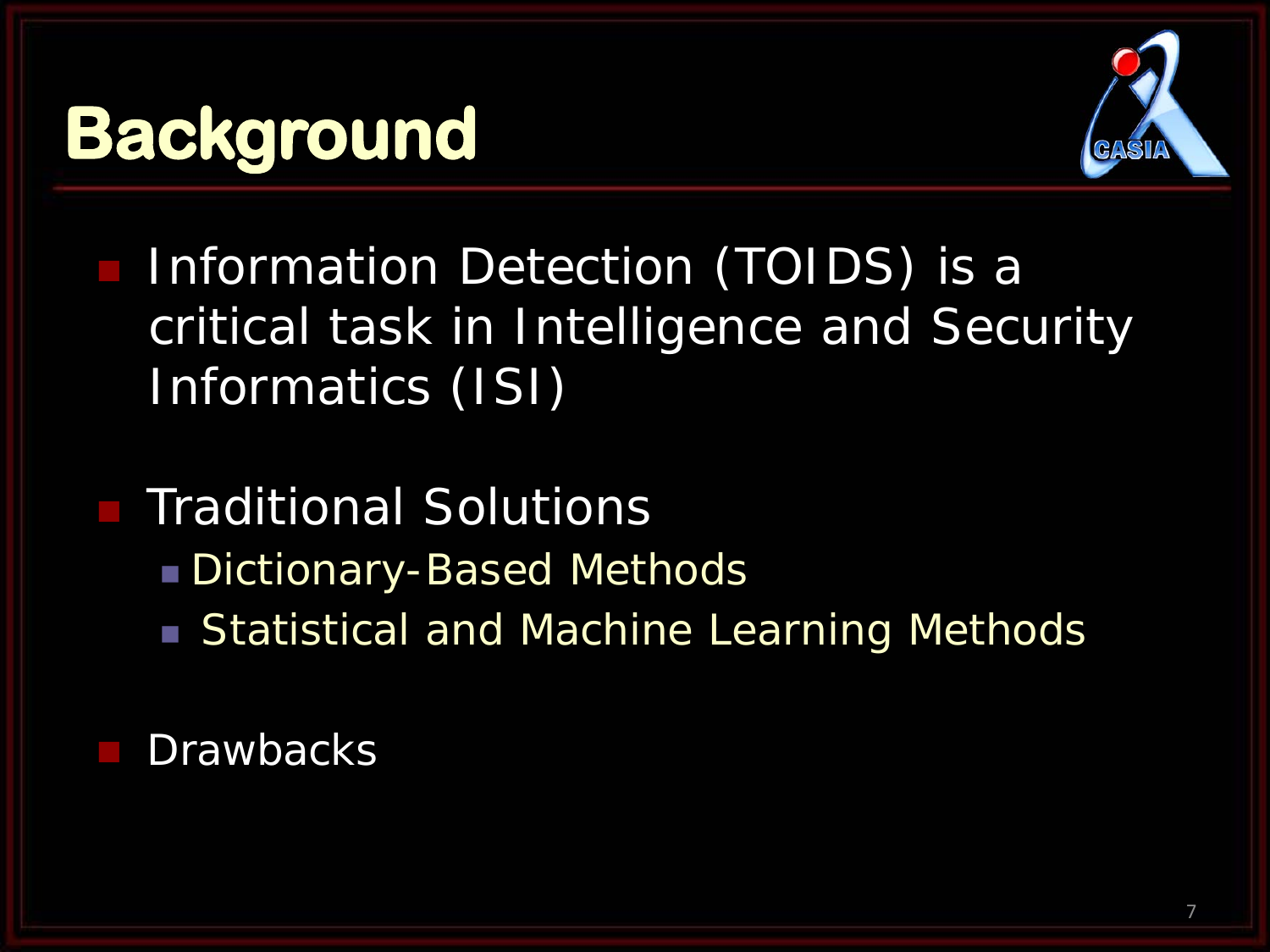# Background

- Information Detection (TOIDS) is a critical task in Intelligence and Security Informatics (ISI)
- Traditional Solutions
  - Dictionary-Based Methods
  - Statistical and Machine Learning Methods
- Drawbacks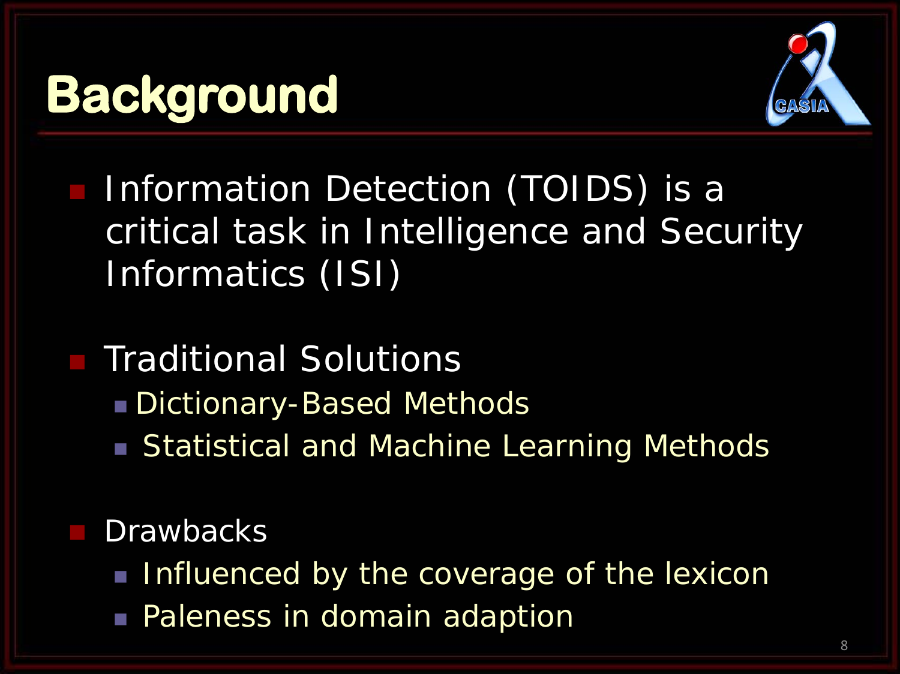# Background

- Information Detection (TOIDS) is a critical task in Intelligence and Security Informatics (ISI)

- Traditional Solutions
  - Dictionary-Based Methods
  - Statistical and Machine Learning Methods

- Drawbacks
  - Influenced by the coverage of the lexicon
  - Paleness in domain adaption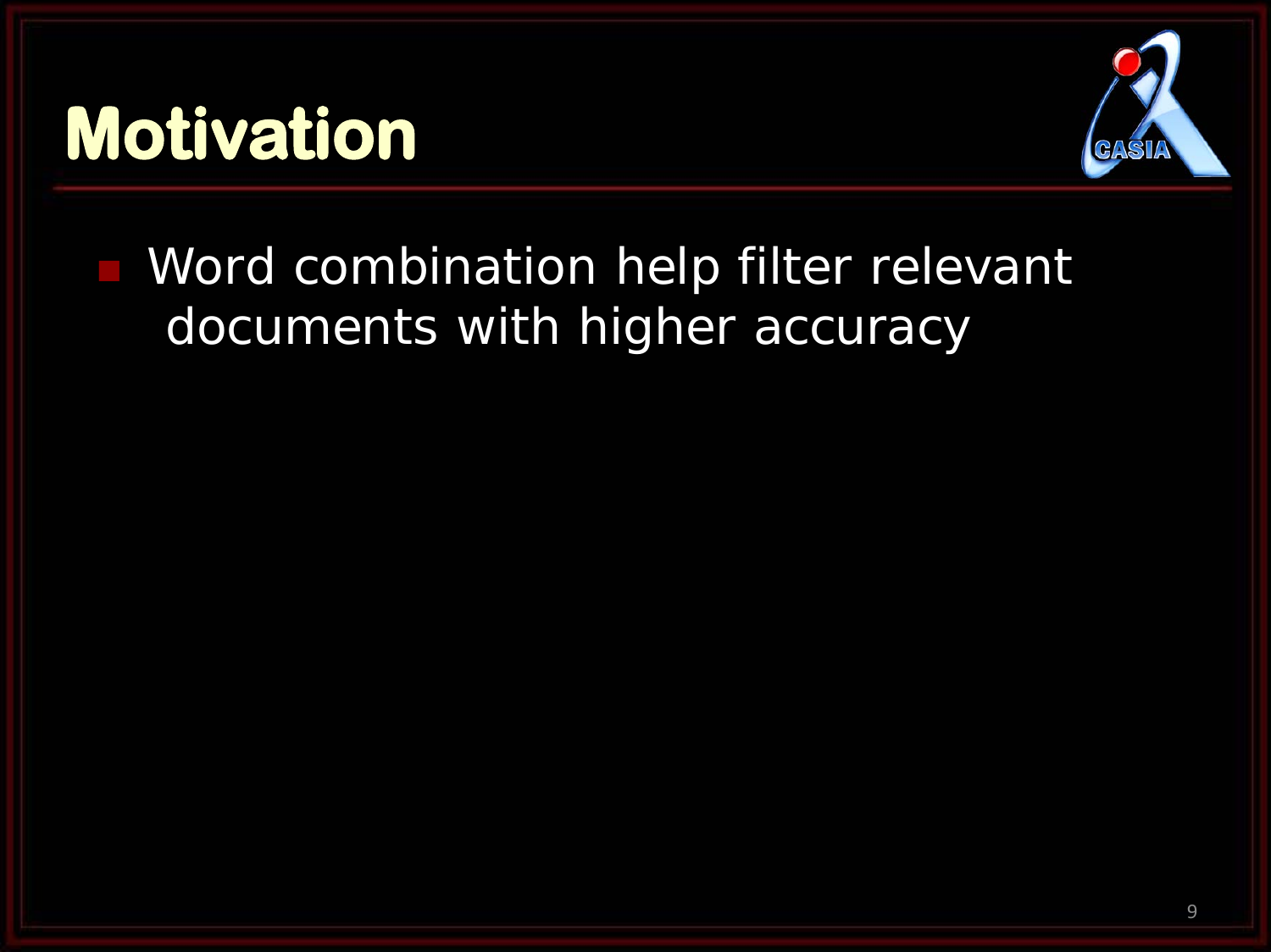# Motivation

- Word combination help filter relevant documents with higher accuracy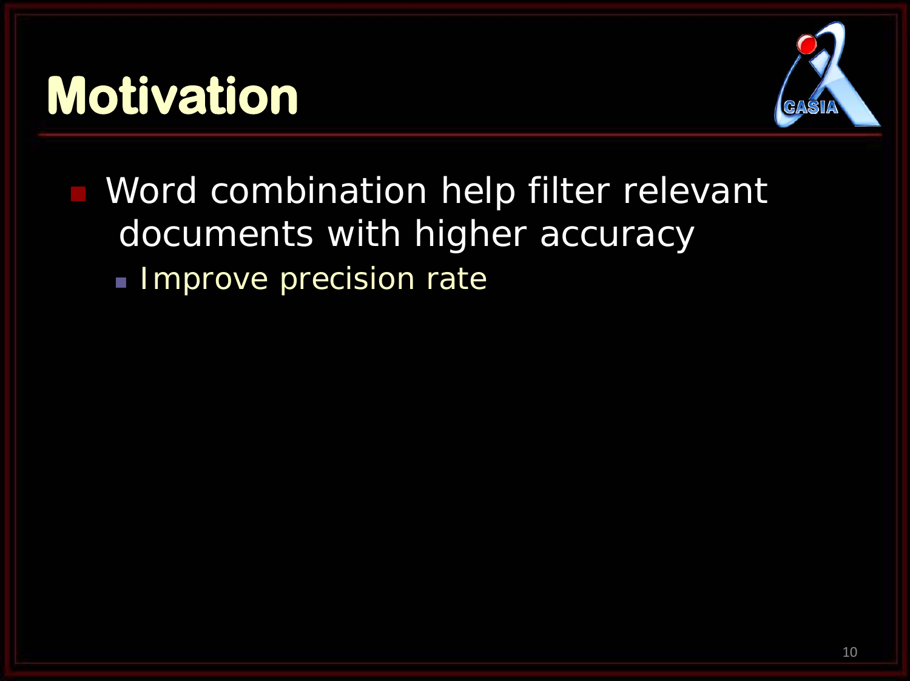# Motivation

- Word combination help filter relevant documents with higher accuracy
  - Improve precision rate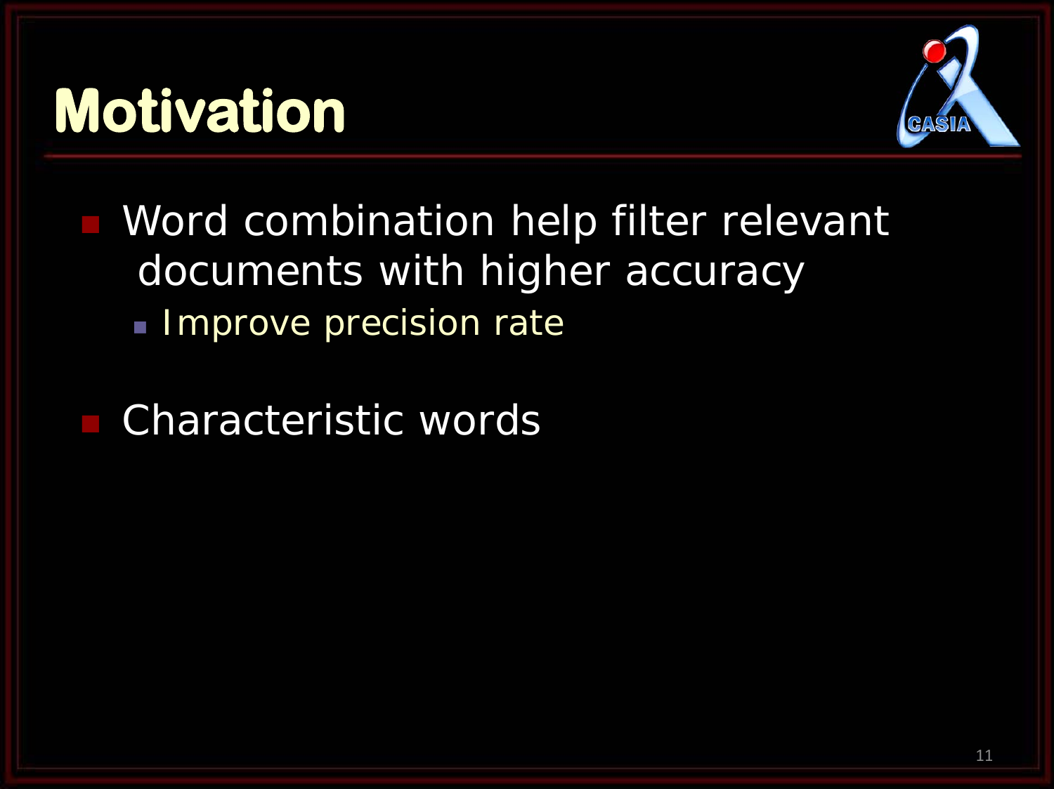# Motivation

- Word combination help filter relevant documents with higher accuracy
  - Improve precision rate
- Characteristic words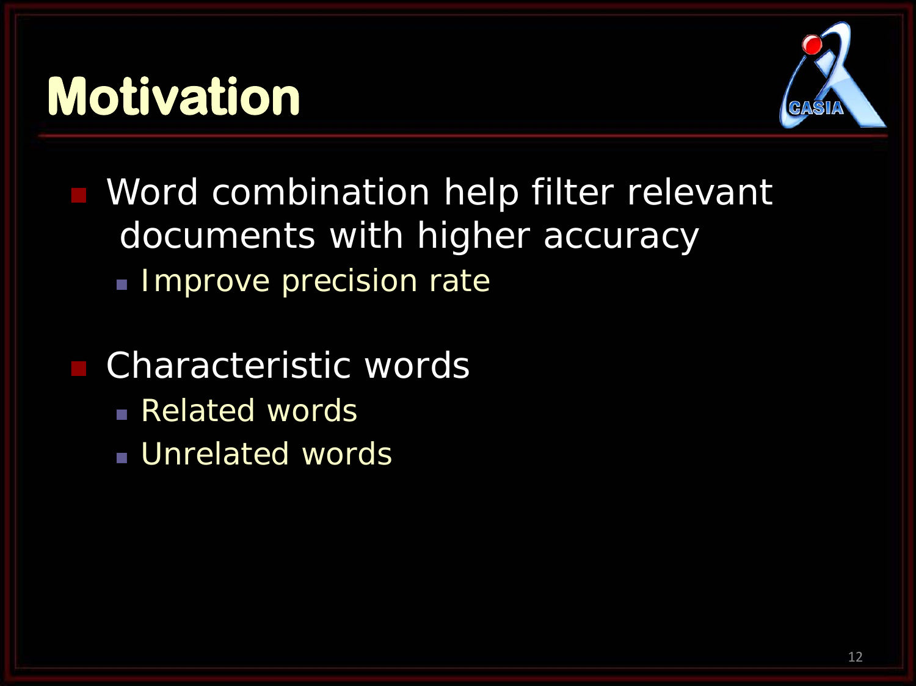# Motivation

- Word combination help filter relevant documents with higher accuracy
  - Improve precision rate

- Characteristic words
  - Related words
  - Unrelated words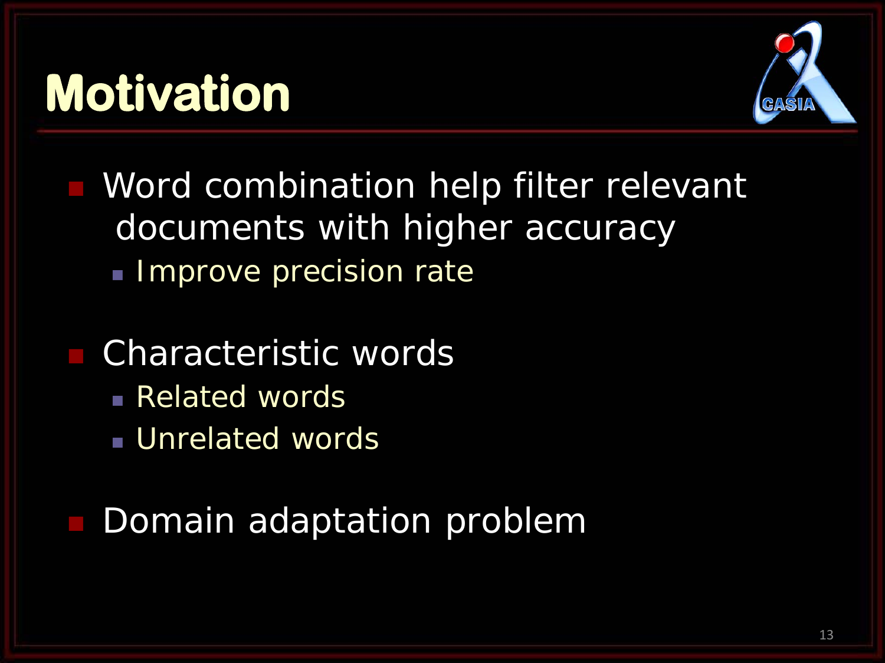# Motivation

- Word combination help filter relevant documents with higher accuracy
  - Improve precision rate
- Characteristic words
  - Related words
  - Unrelated words
- Domain adaptation problem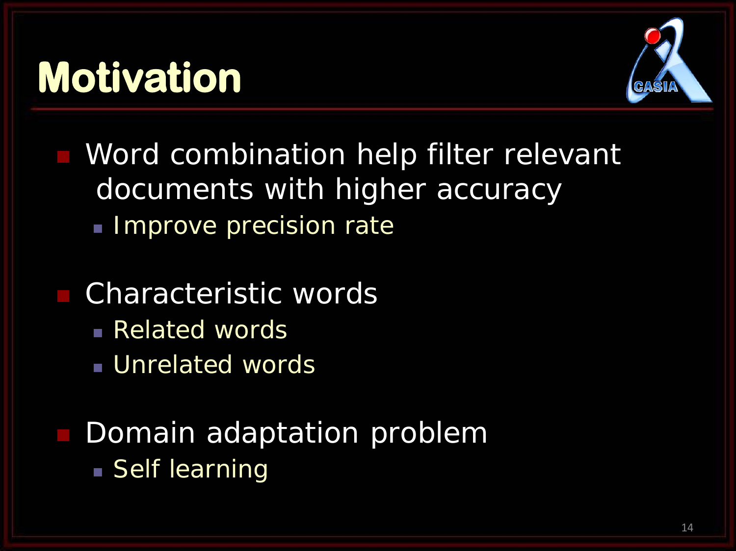# Motivation

- Word combination help filter relevant documents with higher accuracy
  - Improve precision rate
- Characteristic words
  - Related words
  - Unrelated words
- Domain adaptation problem
  - Self learning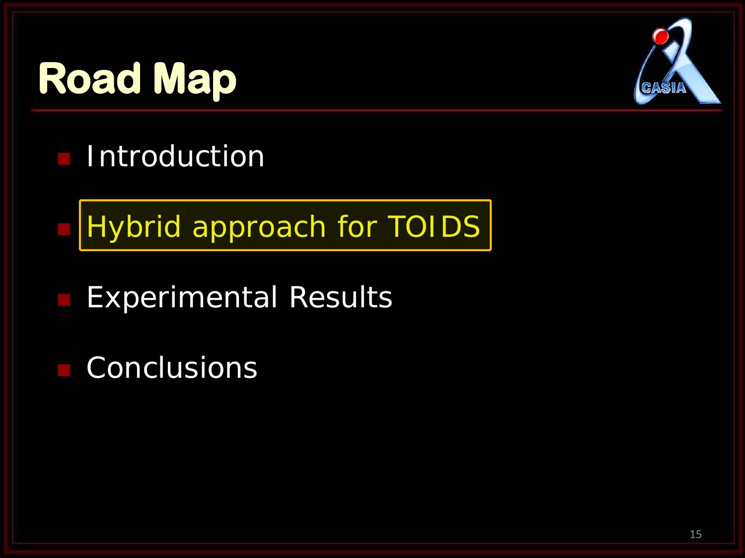# Road Map

- Introduction
- Hybrid approach for TOIDS
- Experimental Results
- Conclusions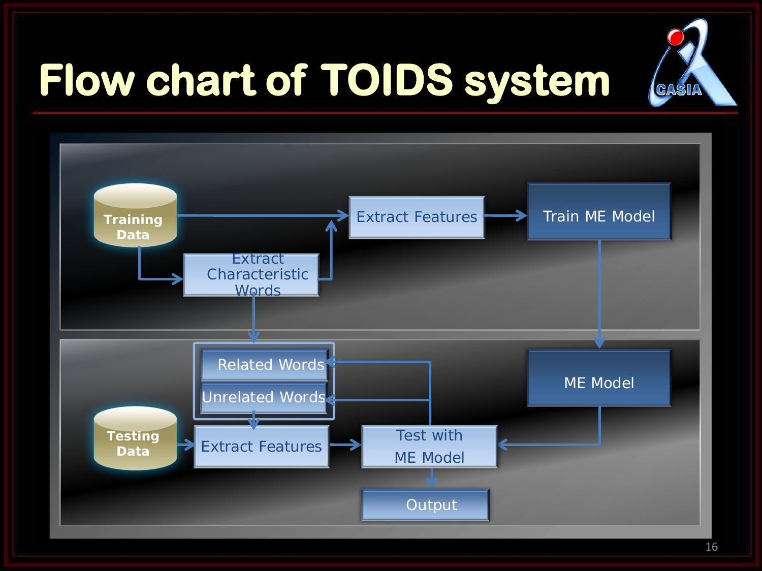# Flow chart of TOIDS system

Training Data

Extract Characteristic Words

Extract Features

Train ME Model

Related Words

Unrelated Words

ME Model

Testing Data

Extract Features

Test with ME Model

Output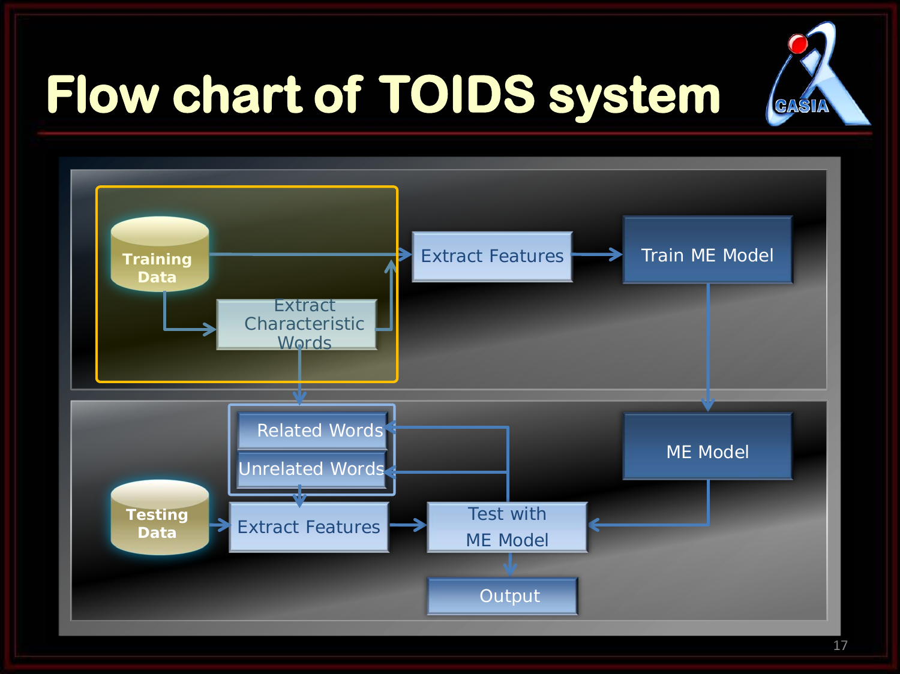# Flow chart of TOIDS system

Training Data

Extract Characteristic Words

Extract Features

Train ME Model

Related Words

Unrelated Words

ME Model

Testing Data

Extract Features

Test with ME Model

Output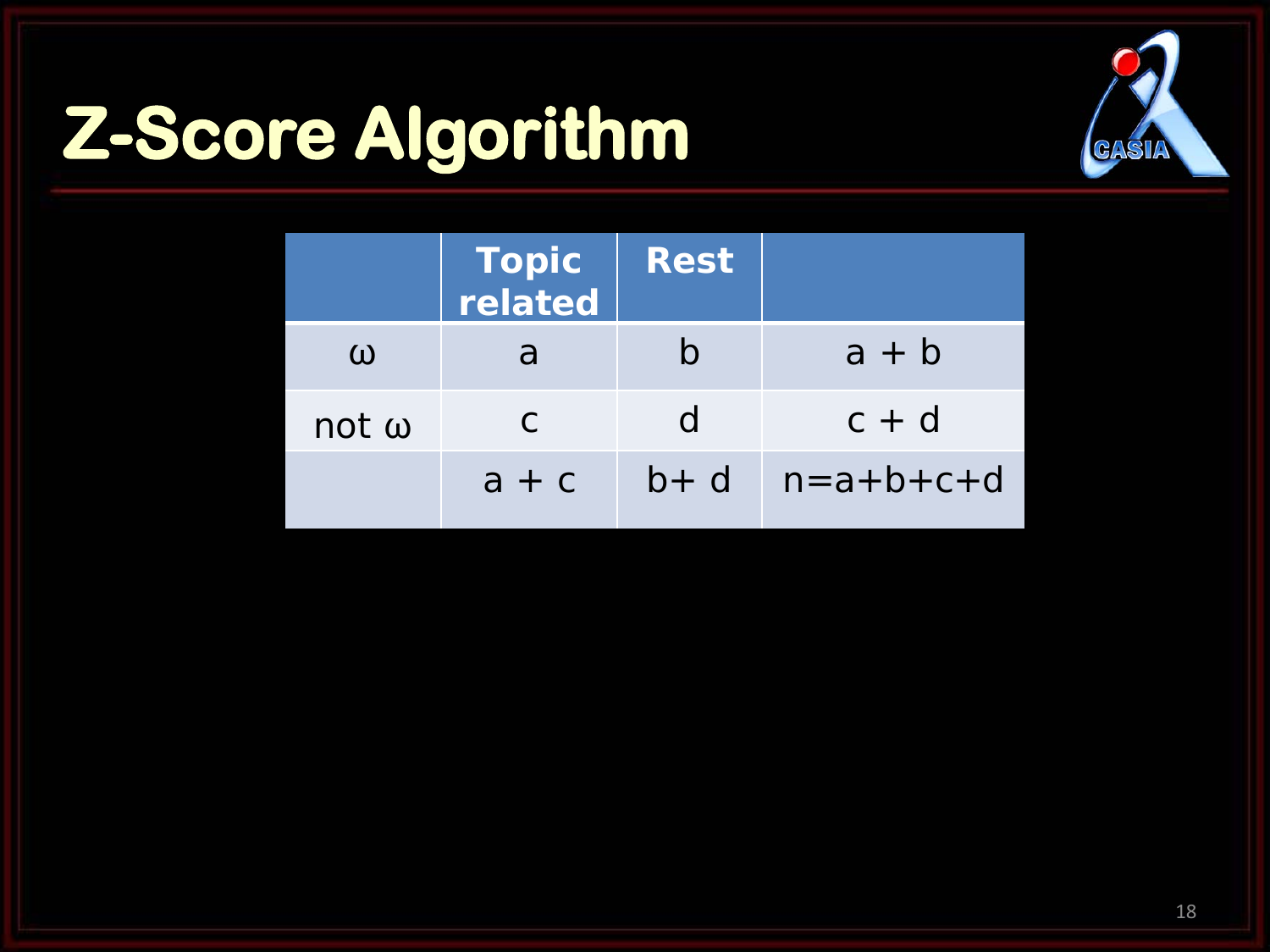# Z-Score Algorithm

| | Topic related | Rest | |
|---|---|---|---|
| ω | a | b | a + b |
| not ω | c | d | c + d |
| | a + c | b+ d | n=a+b+c+d |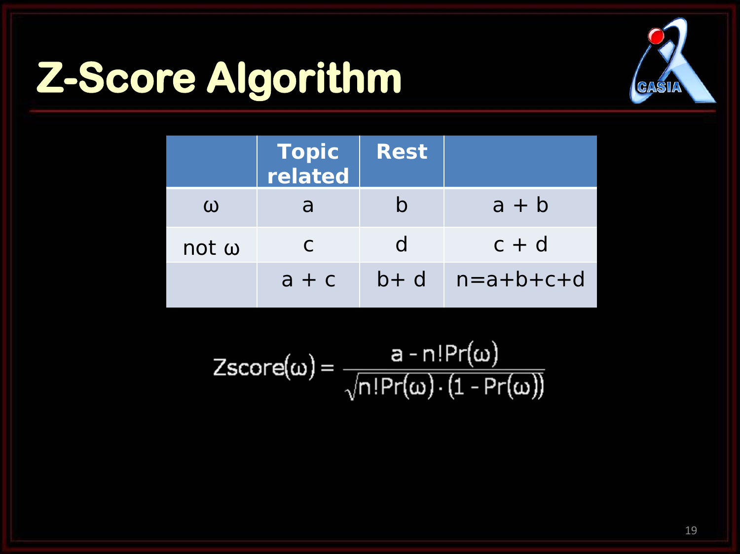# Z-Score Algorithm

| | Topic related | Rest | |
|---|---|---|---|
| ω | a | b | a + b |
| not ω | c | d | c + d |
| | a + c | b+ d | n=a+b+c+d |

$$\text{Zscore}(\omega) = \frac{a - n!\Pr(\omega)}{\sqrt{n!\Pr(\omega) \cdot (1 - \Pr(\omega))}}$$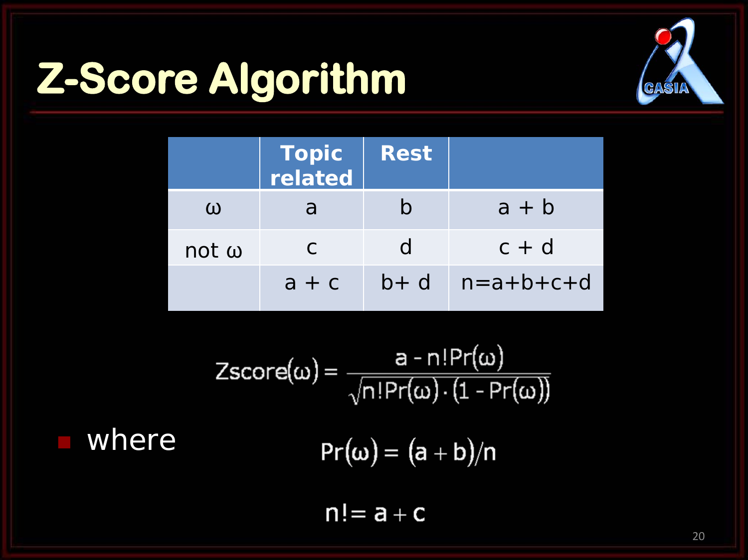# Z-Score Algorithm

| | Topic related | Rest | |
|---|---|---|---|
| ω | a | b | a + b |
| not ω | c | d | c + d |
| | a + c | b+ d | n=a+b+c+d |

$$\mathrm{Zscore}(\omega) = \frac{a - n!\Pr(\omega)}{\sqrt{n!\Pr(\omega)\cdot(1 - \Pr(\omega))}}$$

- where

$$\Pr(\omega) = (a + b)/n$$

$$n! = a + c$$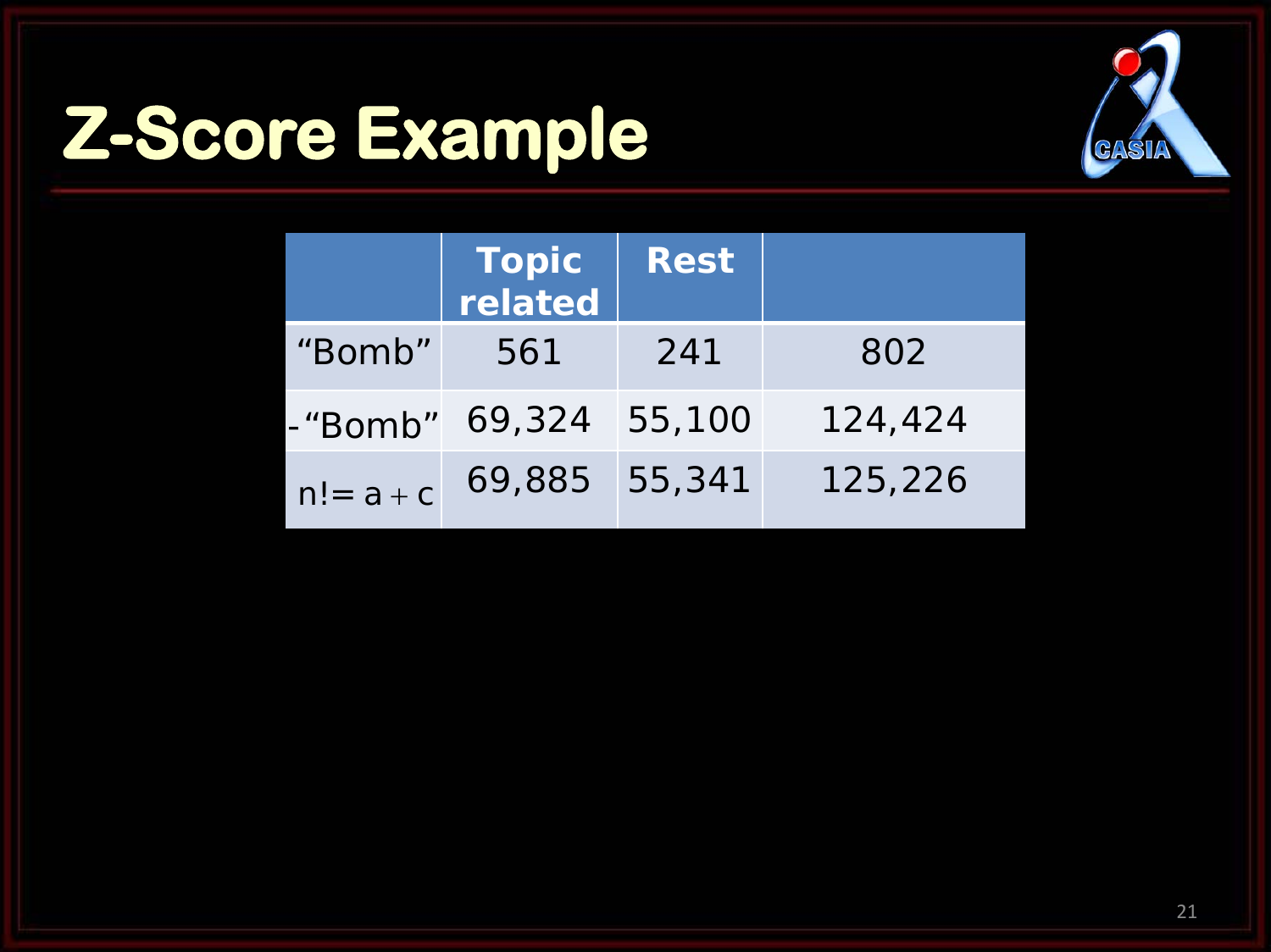# Z-Score Example

| | Topic related | Rest | |
|---|---|---|---|
| “Bomb” | 561 | 241 | 802 |
| -“Bomb” | 69,324 | 55,100 | 124,424 |
| n!= a + c | 69,885 | 55,341 | 125,226 |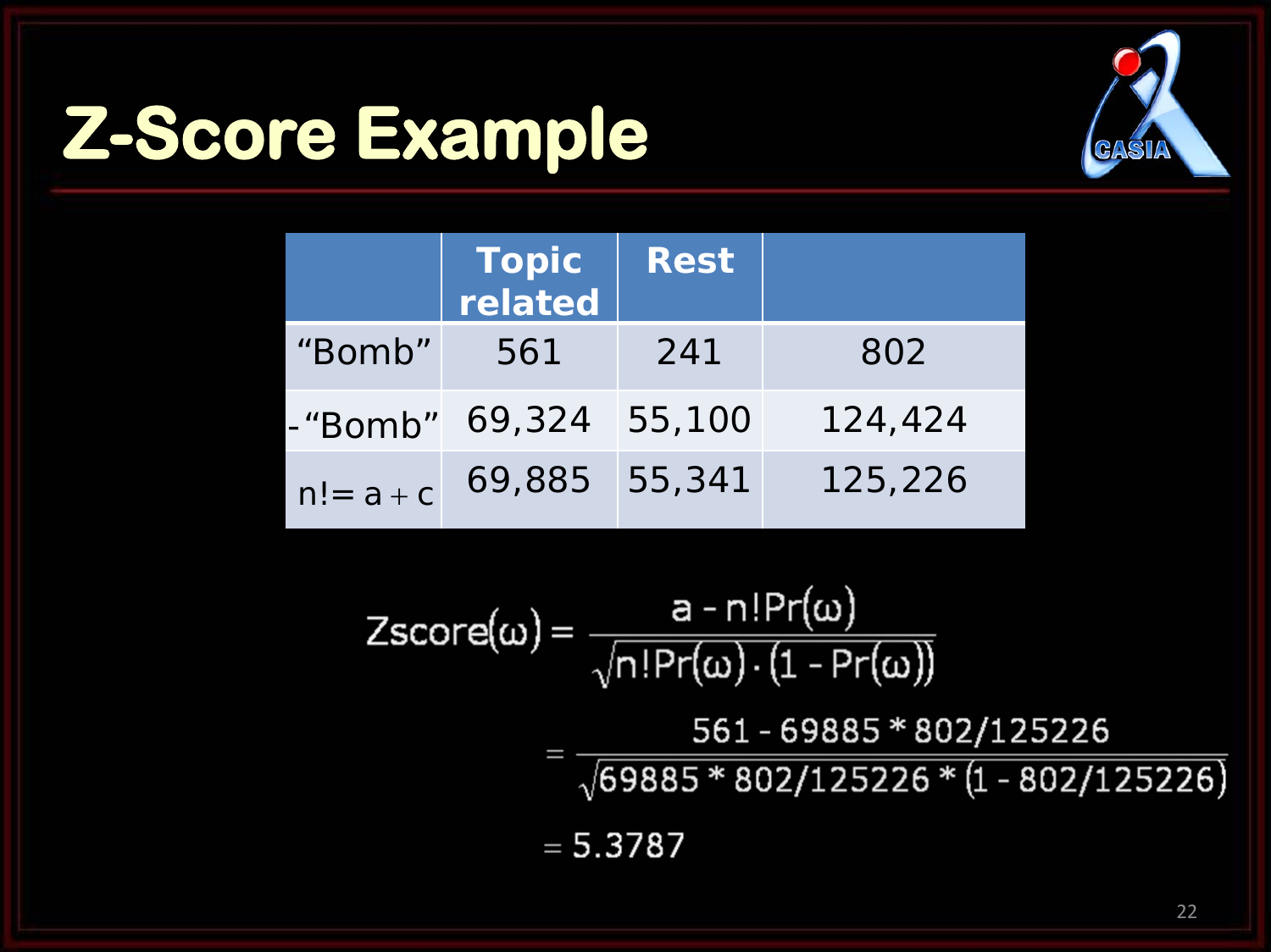# Z-Score Example

| | Topic related | Rest | |
|---|---|---|---|
| "Bomb" | 561 | 241 | 802 |
| -"Bomb" | 69,324 | 55,100 | 124,424 |
| $n! = a + c$ | 69,885 | 55,341 | 125,226 |

$$\text{Zscore}(\omega) = \frac{a - n!\Pr(\omega)}{\sqrt{n!\Pr(\omega) \cdot (1 - \Pr(\omega))}}$$

$$= \frac{561 - 69885 * 802/125226}{\sqrt{69885 * 802/125226 * (1 - 802/125226)}}$$

$$= 5.3787$$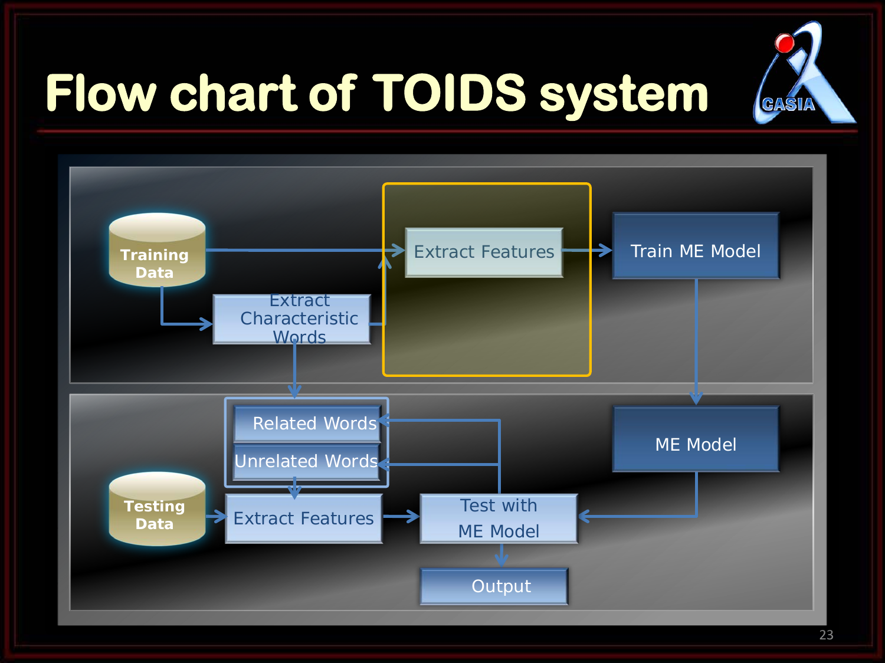# Flow chart of TOIDS system

Training Data

Extract Characteristic Words

Extract Features

Train ME Model

Related Words

Unrelated Words

ME Model

Testing Data

Extract Features

Test with ME Model

Output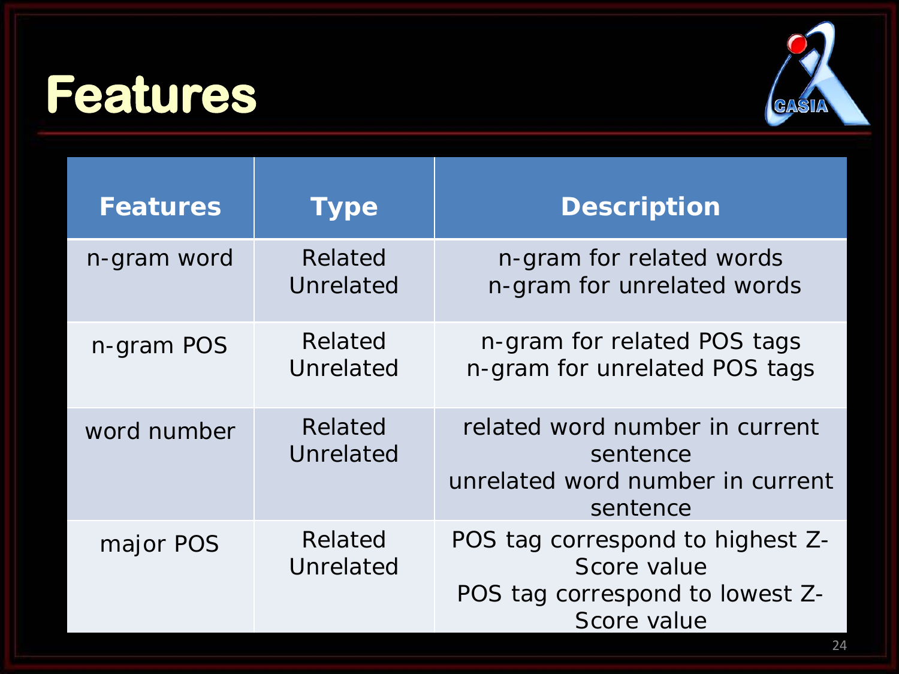# Features

| Features | Type | Description |
| --- | --- | --- |
| n-gram word | Related<br>Unrelated | n-gram for related words<br>n-gram for unrelated words |
| n-gram POS | Related<br>Unrelated | n-gram for related POS tags<br>n-gram for unrelated POS tags |
| word number | Related<br>Unrelated | related word number in current sentence<br>unrelated word number in current sentence |
| major POS | Related<br>Unrelated | POS tag correspond to highest Z-Score value<br>POS tag correspond to lowest Z-Score value |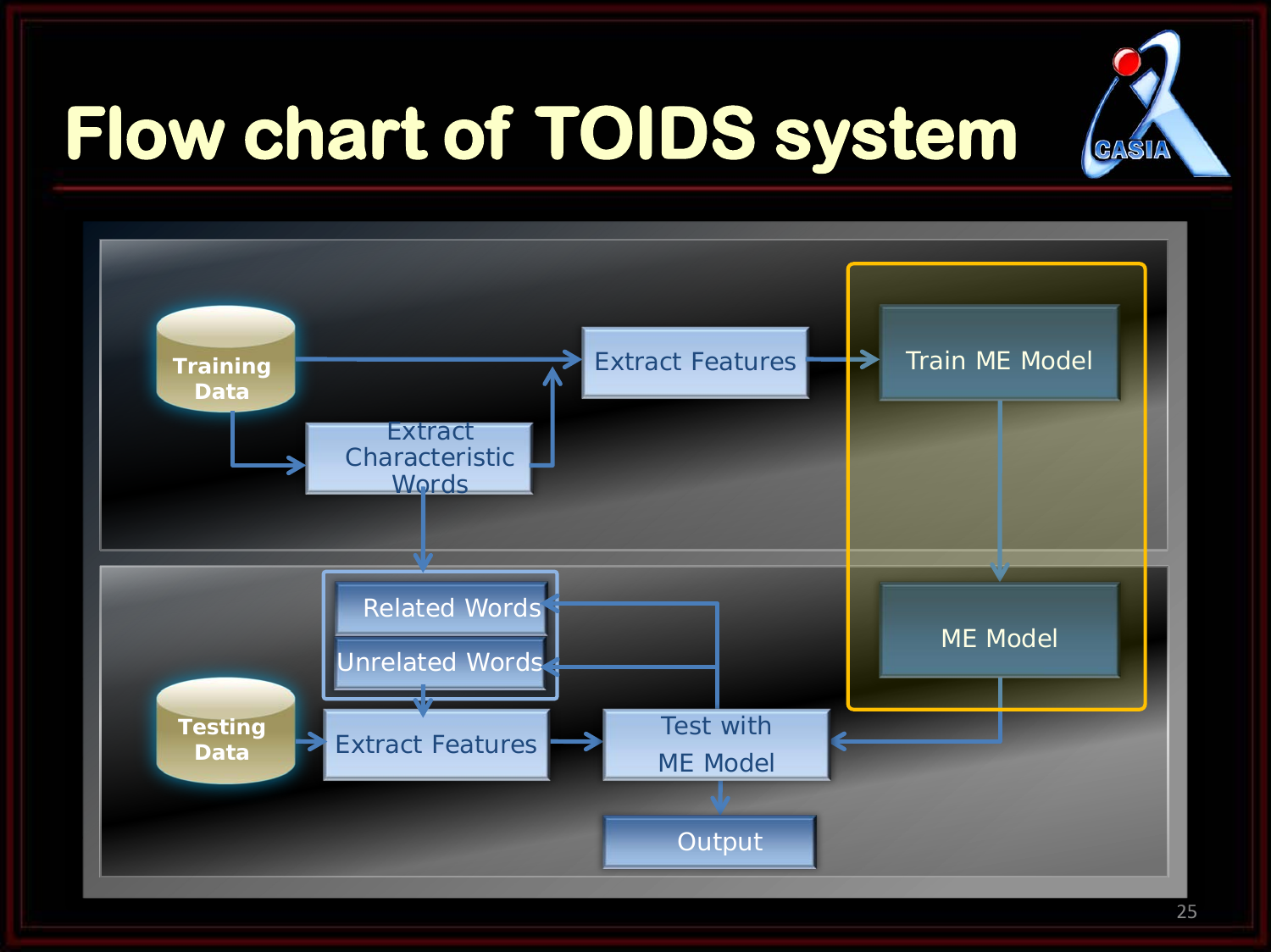# Flow chart of TOIDS system

Training Data → Extract Features → Train ME Model

Training Data → Extract Characteristic Words → Extract Features

Extract Characteristic Words → Related Words / Unrelated Words

Train ME Model → ME Model

Testing Data → Extract Features → Test with ME Model

Related Words / Unrelated Words → Extract Features

Test with ME Model → Related Words / Unrelated Words

ME Model → Test with ME Model

Test with ME Model → Output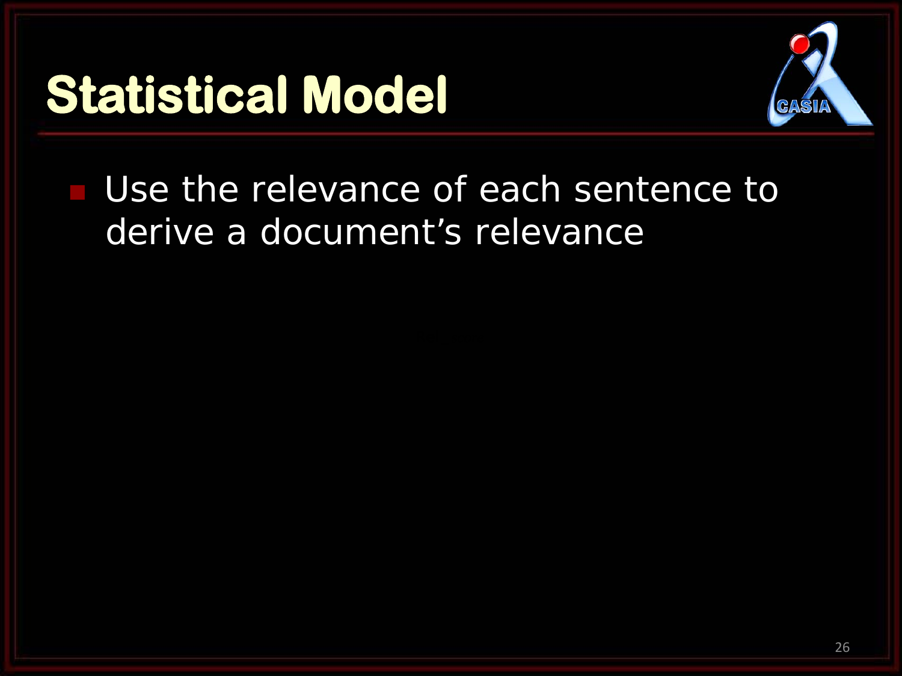# Statistical Model

- Use the relevance of each sentence to derive a document's relevance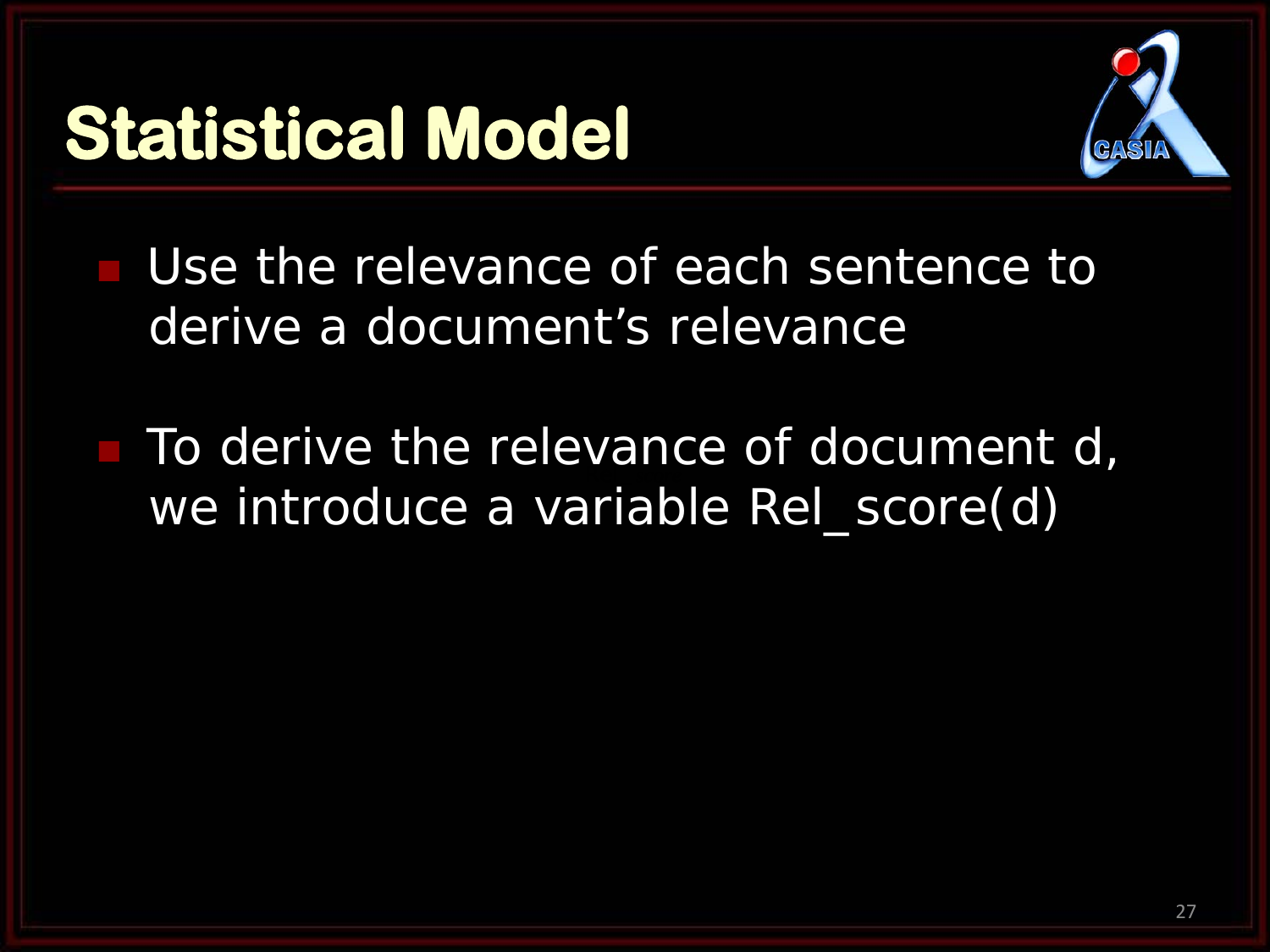# Statistical Model

- Use the relevance of each sentence to derive a document's relevance

- To derive the relevance of document d, we introduce a variable Rel_score(d)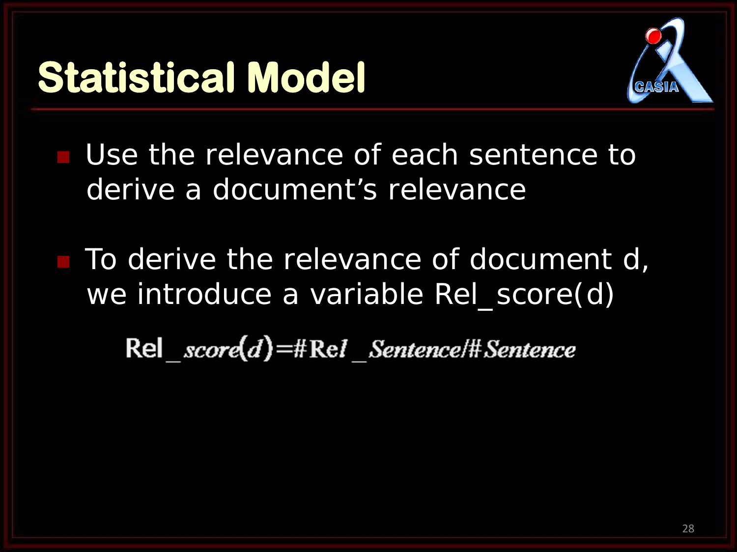# Statistical Model

- Use the relevance of each sentence to derive a document's relevance
- To derive the relevance of document d, we introduce a variable Rel_score(d)

$$\text{Rel\_}score(d) = \#\text{Rel\_}Sentence / \#Sentence$$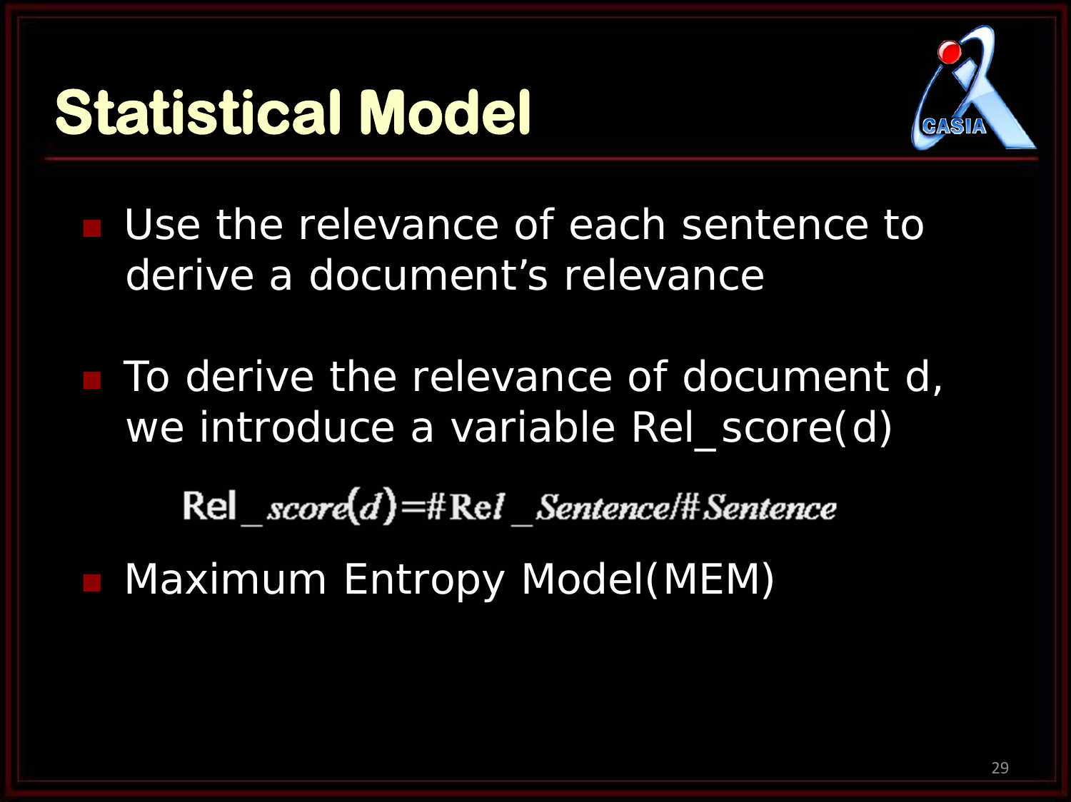# Statistical Model

- Use the relevance of each sentence to derive a document's relevance

- To derive the relevance of document d, we introduce a variable Rel_score(d)

$$\text{Rel\_}score(d) = \#\text{Rel\_}Sentence / \#Sentence$$

- Maximum Entropy Model(MEM)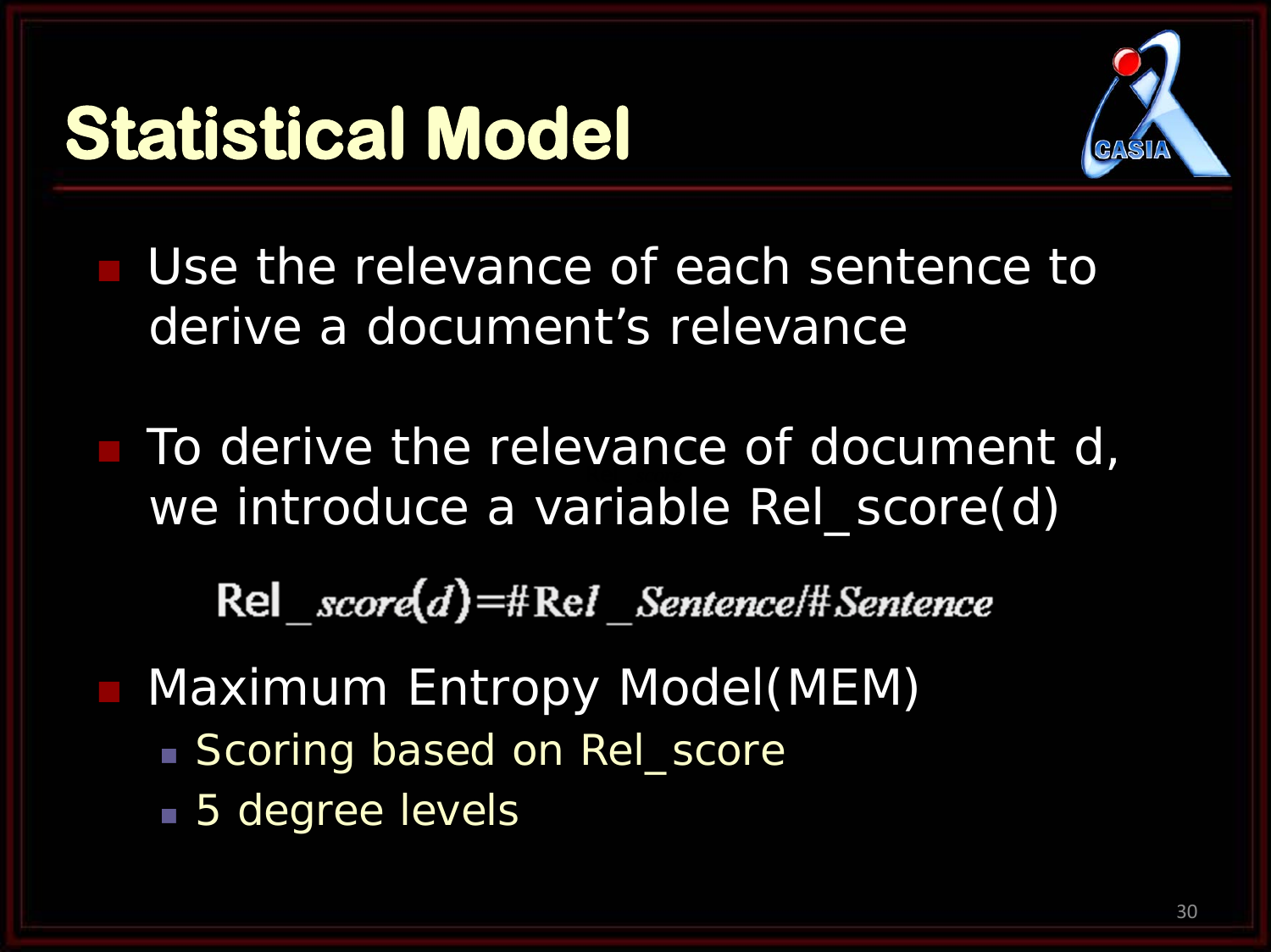# Statistical Model

- Use the relevance of each sentence to derive a document's relevance

- To derive the relevance of document d, we introduce a variable Rel_score(d)

$$\text{Rel\_}score(d) = \#\text{Rel\_}Sentence / \#Sentence$$

- Maximum Entropy Model(MEM)
  - Scoring based on Rel_score
  - 5 degree levels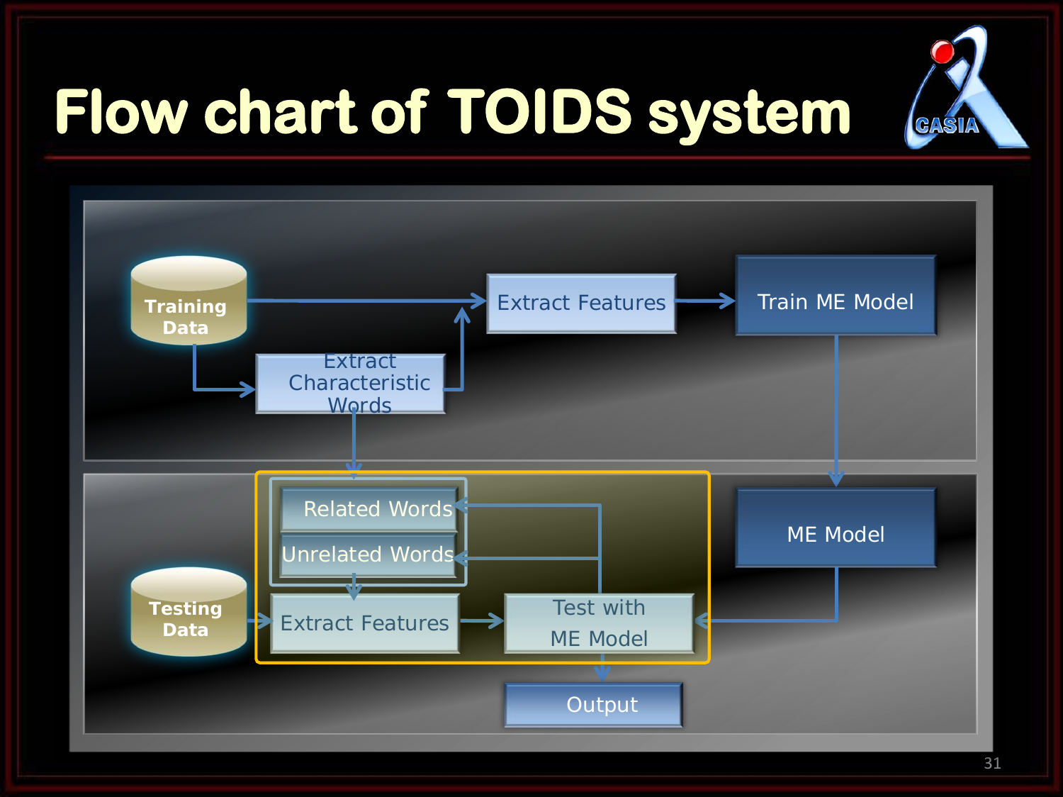# Flow chart of TOIDS system

Training Data

Extract Characteristic Words

Extract Features

Train ME Model

Related Words

Unrelated Words

Testing Data

Extract Features

Test with ME Model

ME Model

Output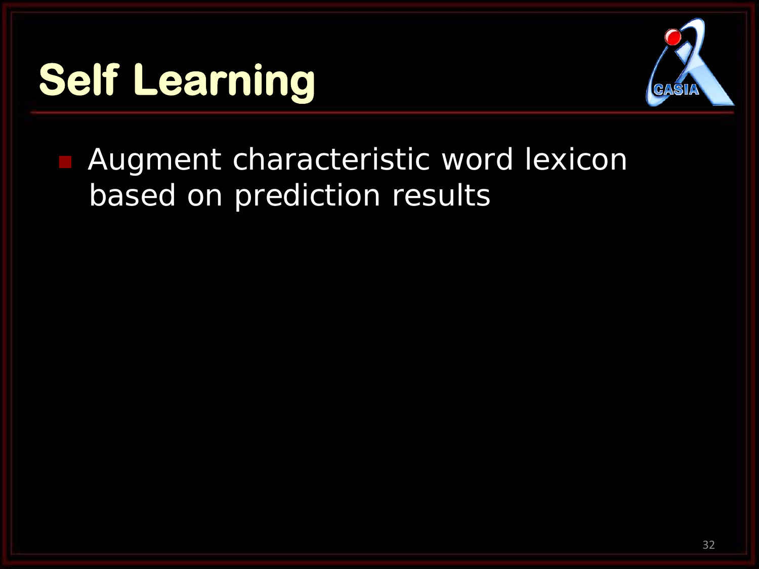# Self Learning

- Augment characteristic word lexicon based on prediction results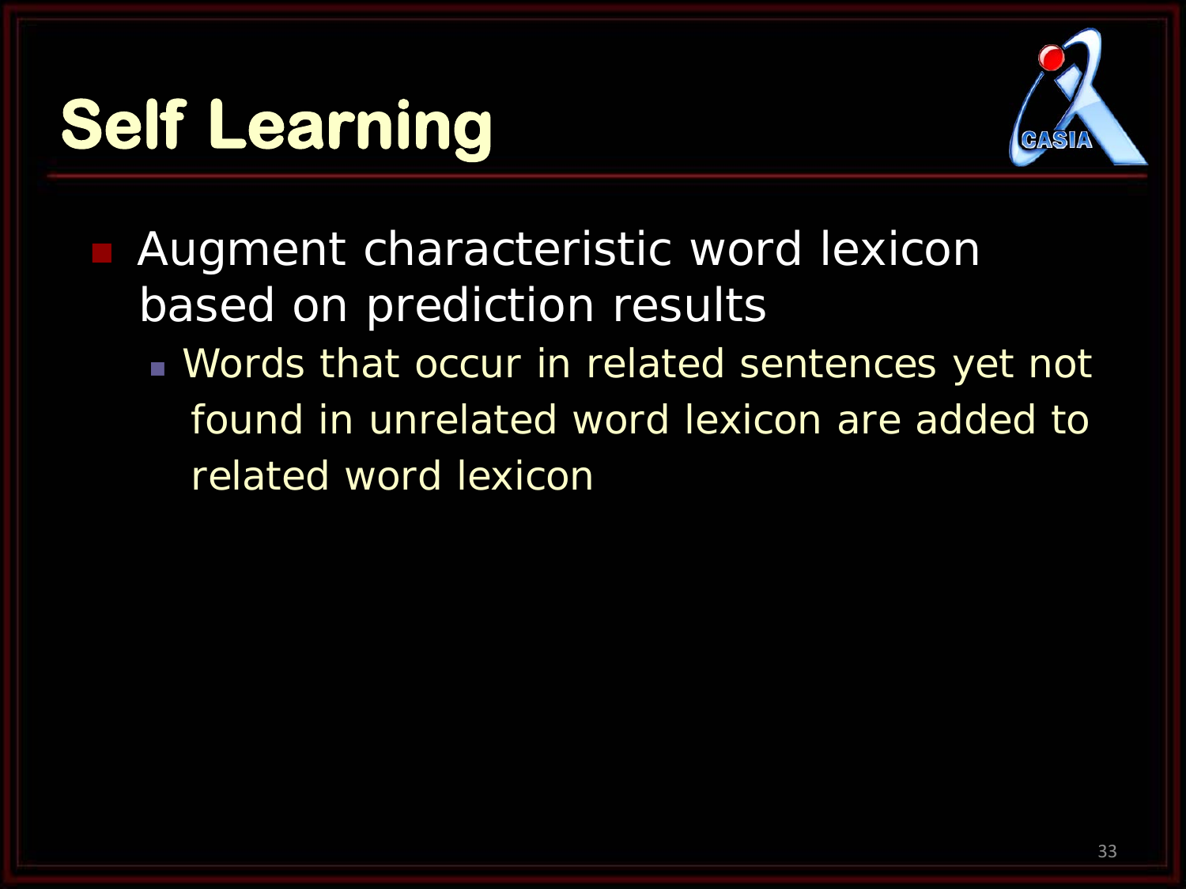# Self Learning

- Augment characteristic word lexicon based on prediction results
  - Words that occur in related sentences yet not found in unrelated word lexicon are added to related word lexicon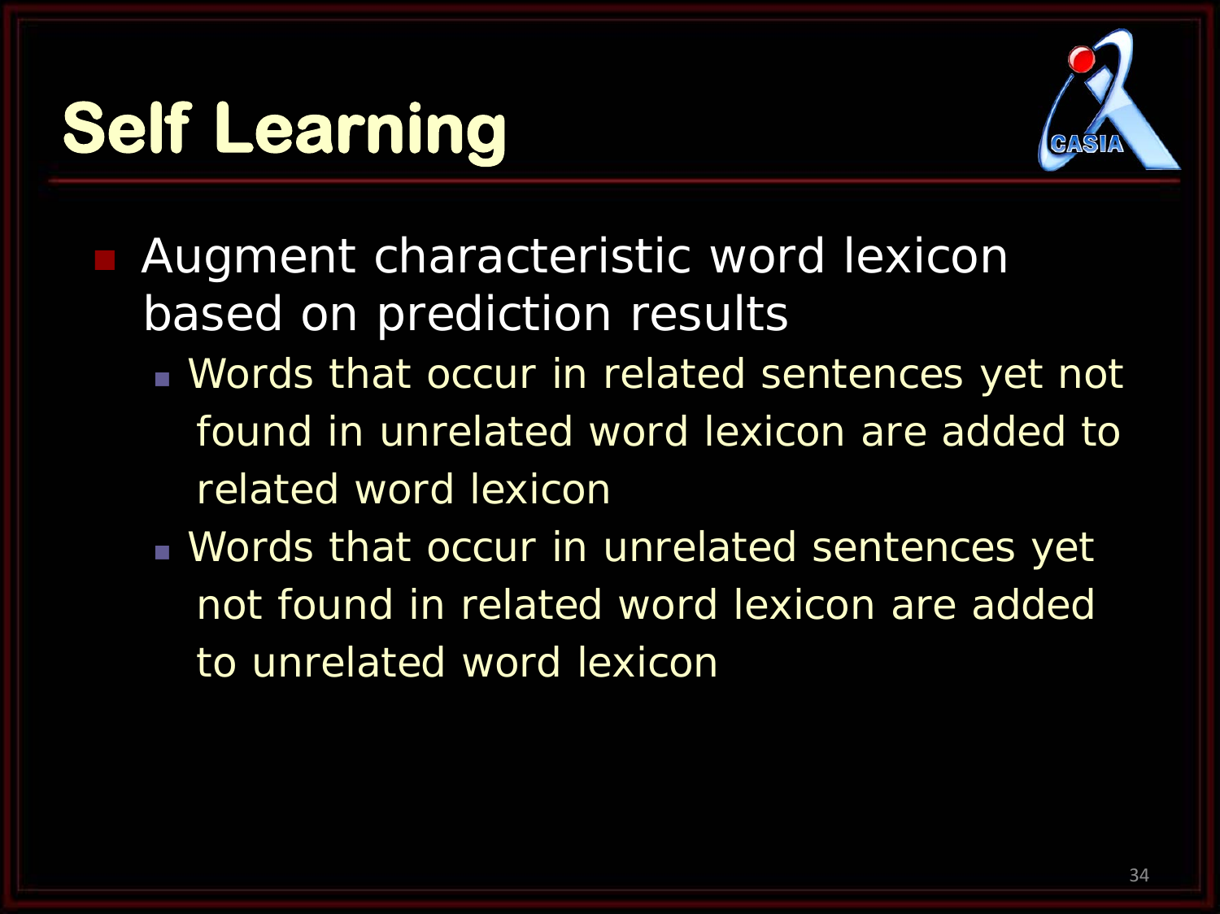# Self Learning

- Augment characteristic word lexicon based on prediction results
  - Words that occur in related sentences yet not found in unrelated word lexicon are added to related word lexicon
  - Words that occur in unrelated sentences yet not found in related word lexicon are added to unrelated word lexicon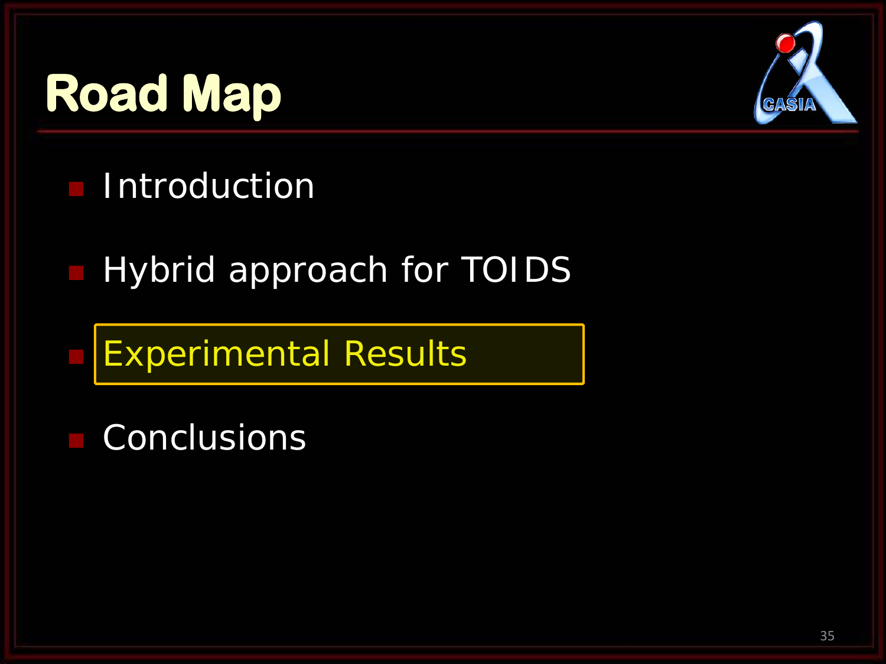# Road Map

- Introduction
- Hybrid approach for TOIDS
- Experimental Results
- Conclusions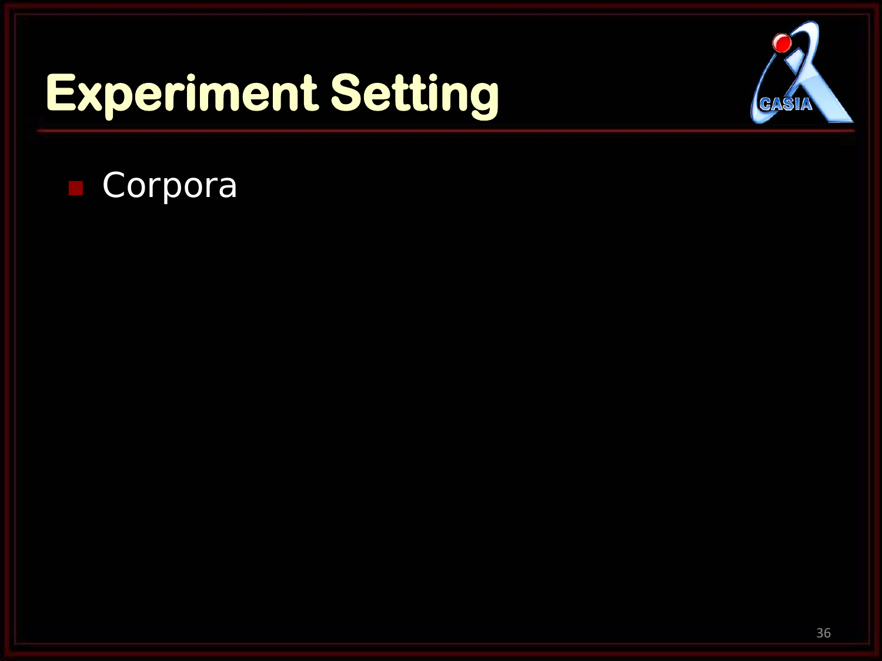# Experiment Setting

- Corpora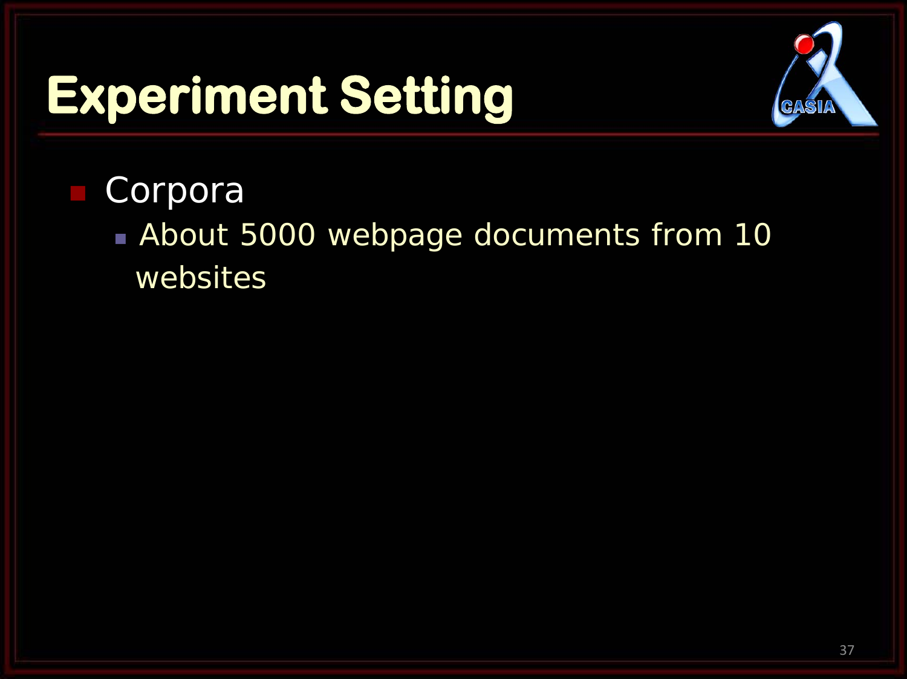# Experiment Setting

- Corpora
  - About 5000 webpage documents from 10 websites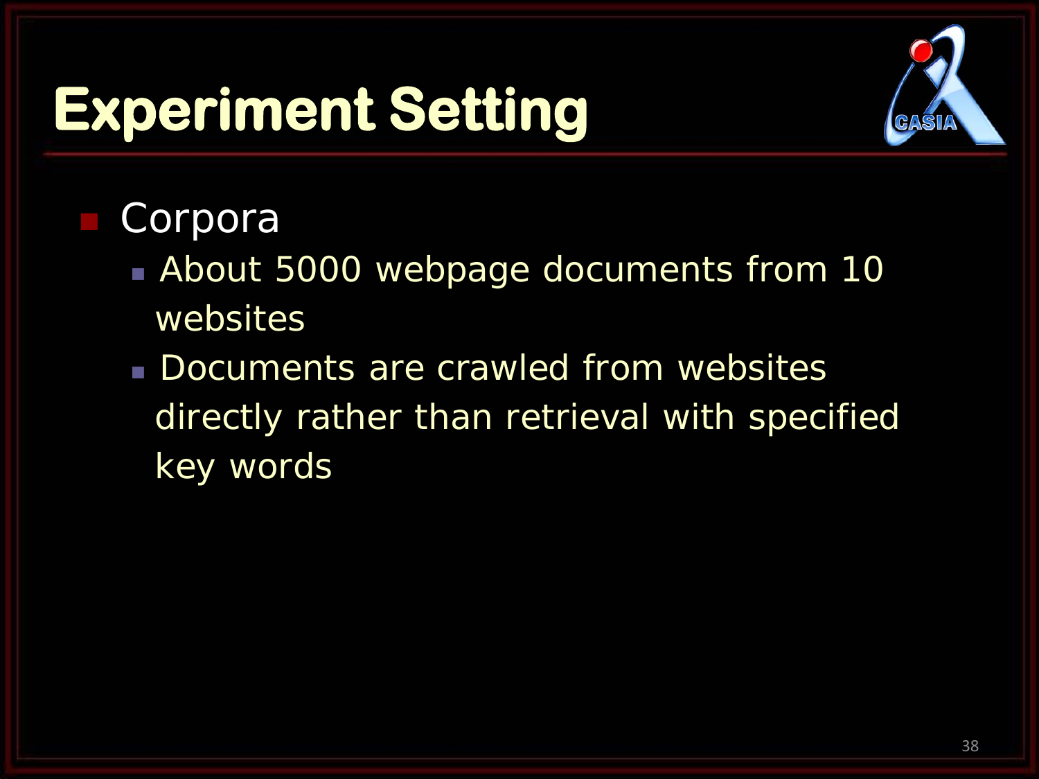# Experiment Setting

- Corpora
  - About 5000 webpage documents from 10 websites
  - Documents are crawled from websites directly rather than retrieval with specified key words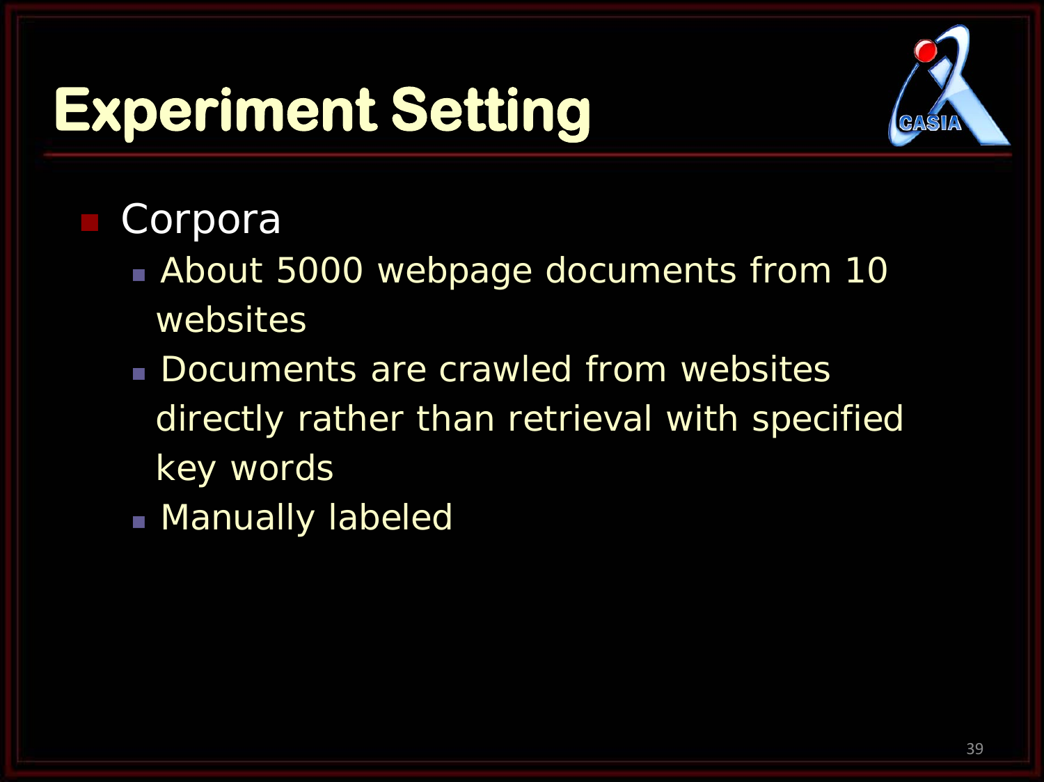# Experiment Setting

- Corpora
  - About 5000 webpage documents from 10 websites
  - Documents are crawled from websites directly rather than retrieval with specified key words
  - Manually labeled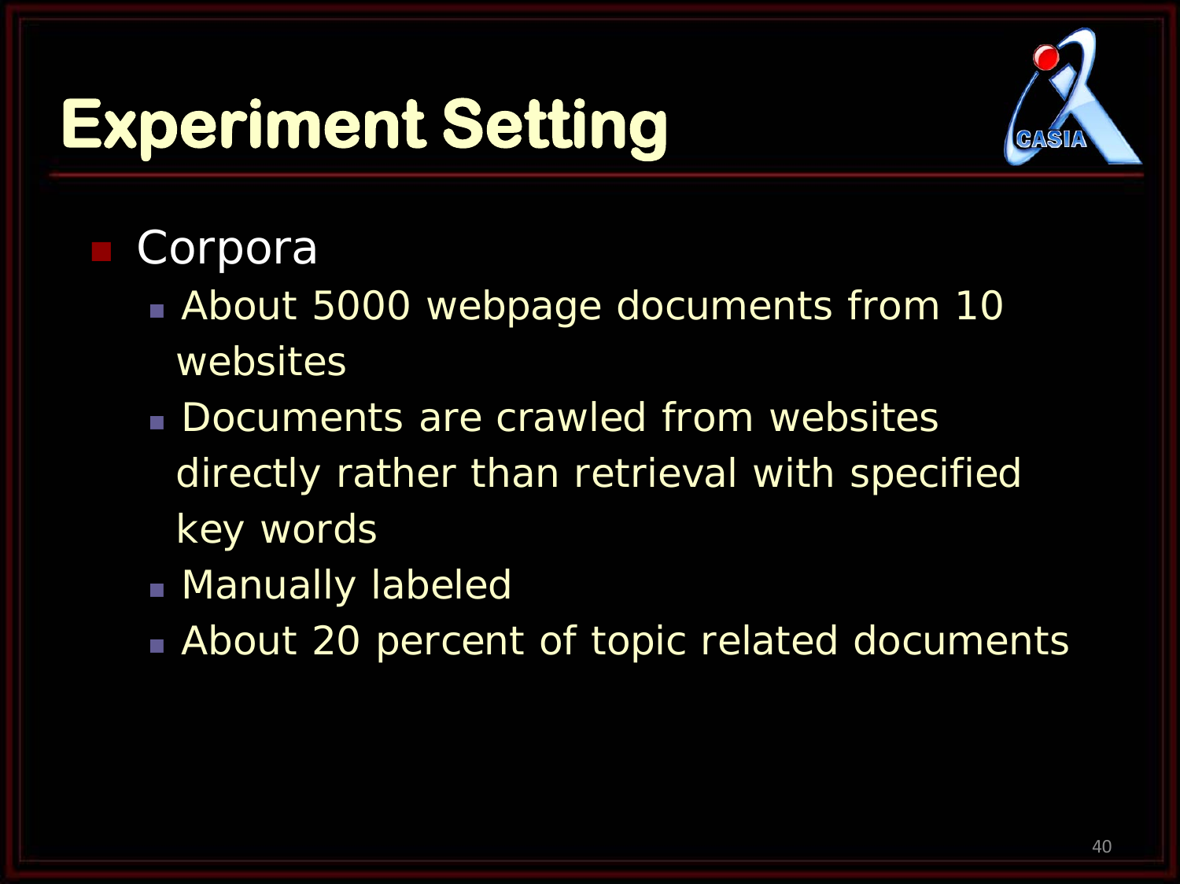# Experiment Setting

- Corpora
  - About 5000 webpage documents from 10 websites
  - Documents are crawled from websites directly rather than retrieval with specified key words
  - Manually labeled
  - About 20 percent of topic related documents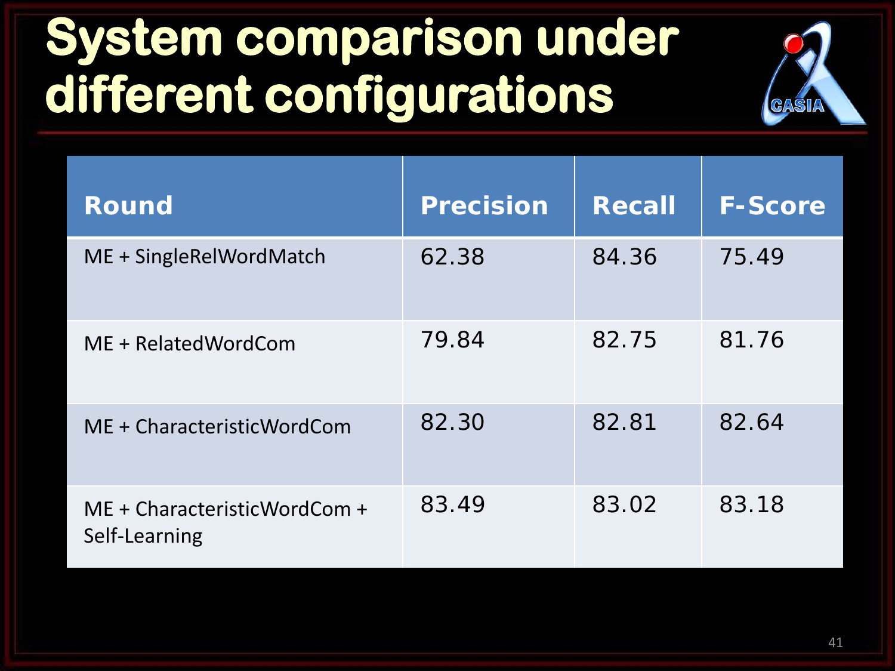# System comparison under different configurations

| Round | Precision | Recall | F-Score |
|---|---|---|---|
| ME + SingleRelWordMatch | 62.38 | 84.36 | 75.49 |
| ME + RelatedWordCom | 79.84 | 82.75 | 81.76 |
| ME + CharacteristicWordCom | 82.30 | 82.81 | 82.64 |
| ME + CharacteristicWordCom + Self-Learning | 83.49 | 83.02 | 83.18 |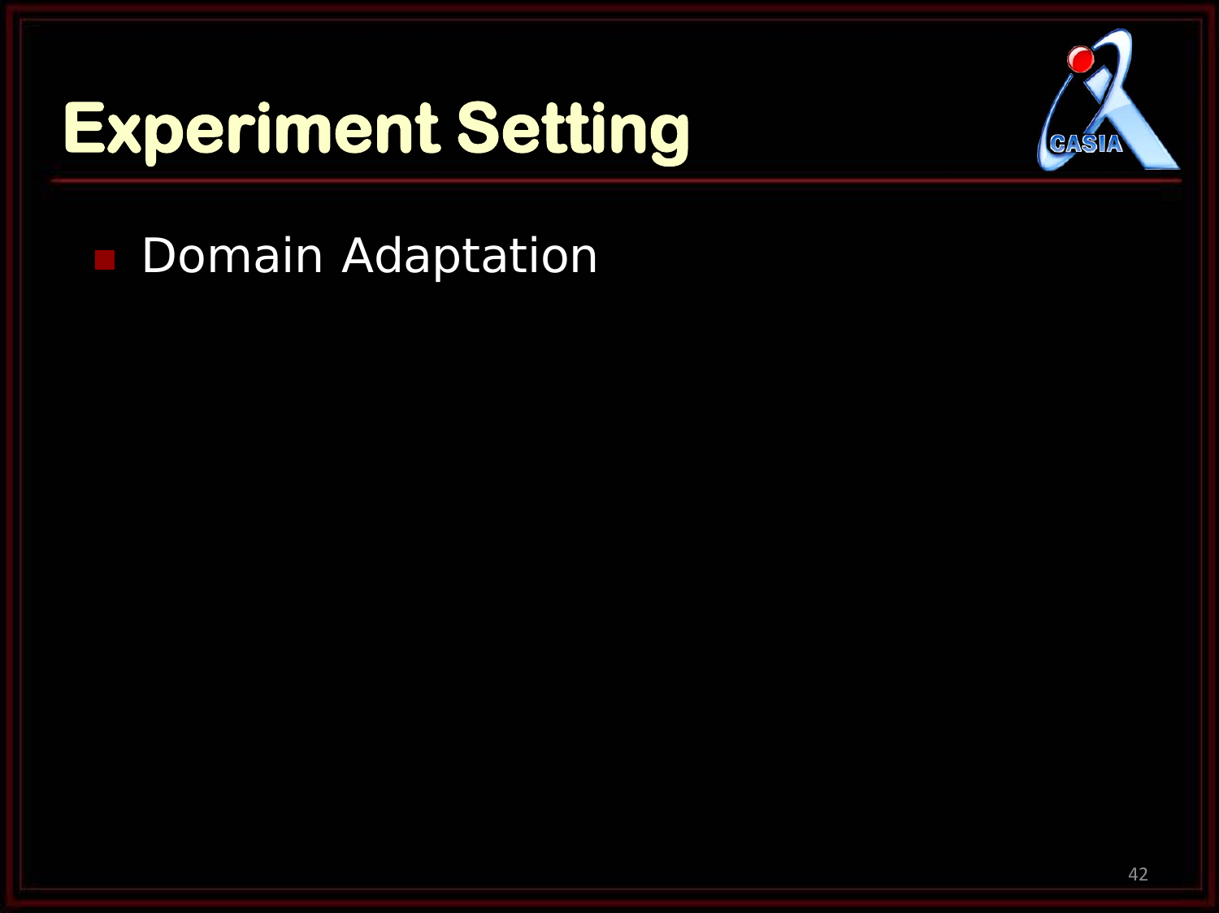# Experiment Setting

- Domain Adaptation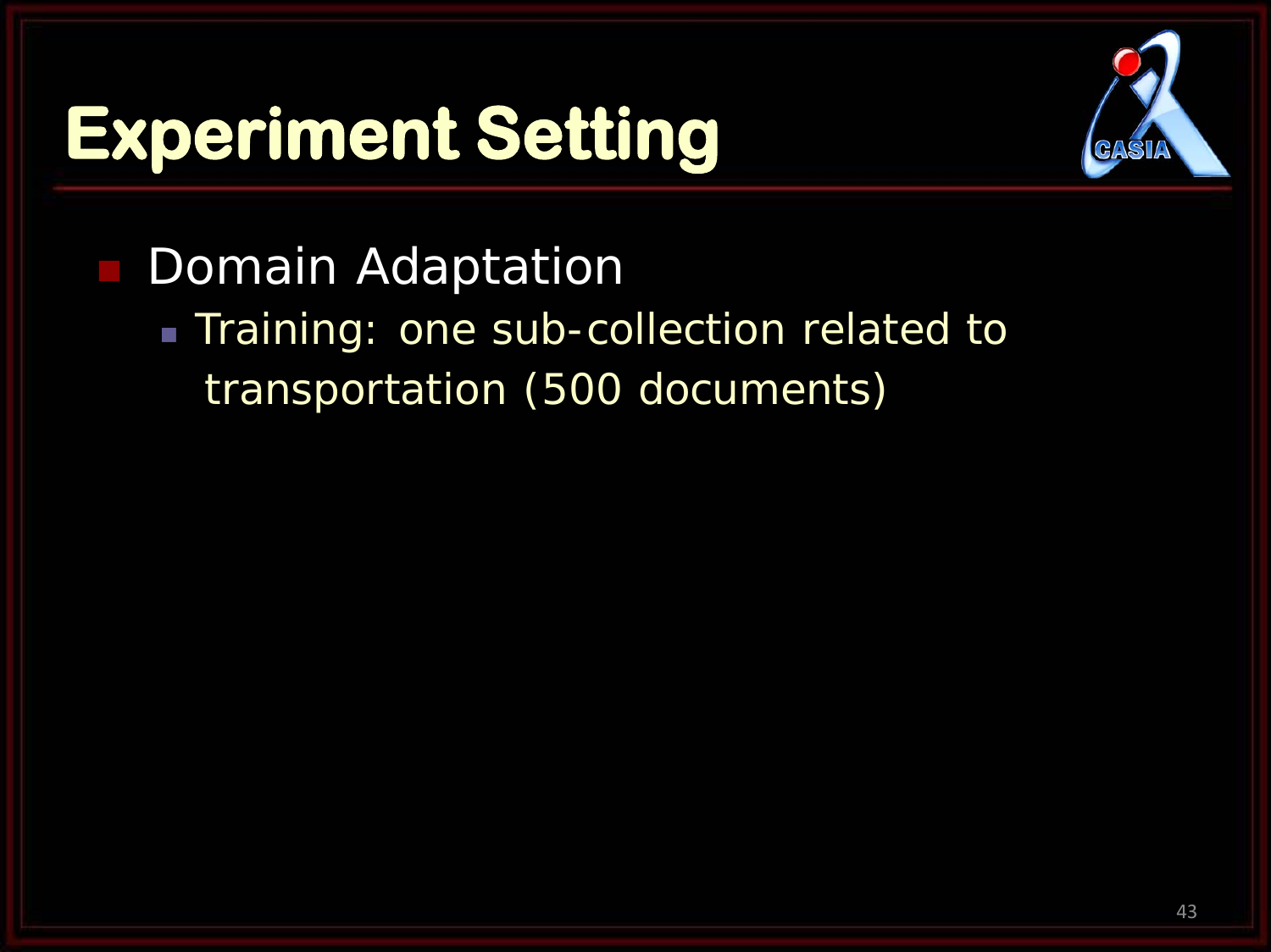# Experiment Setting

- Domain Adaptation
  - Training: one sub-collection related to transportation (500 documents)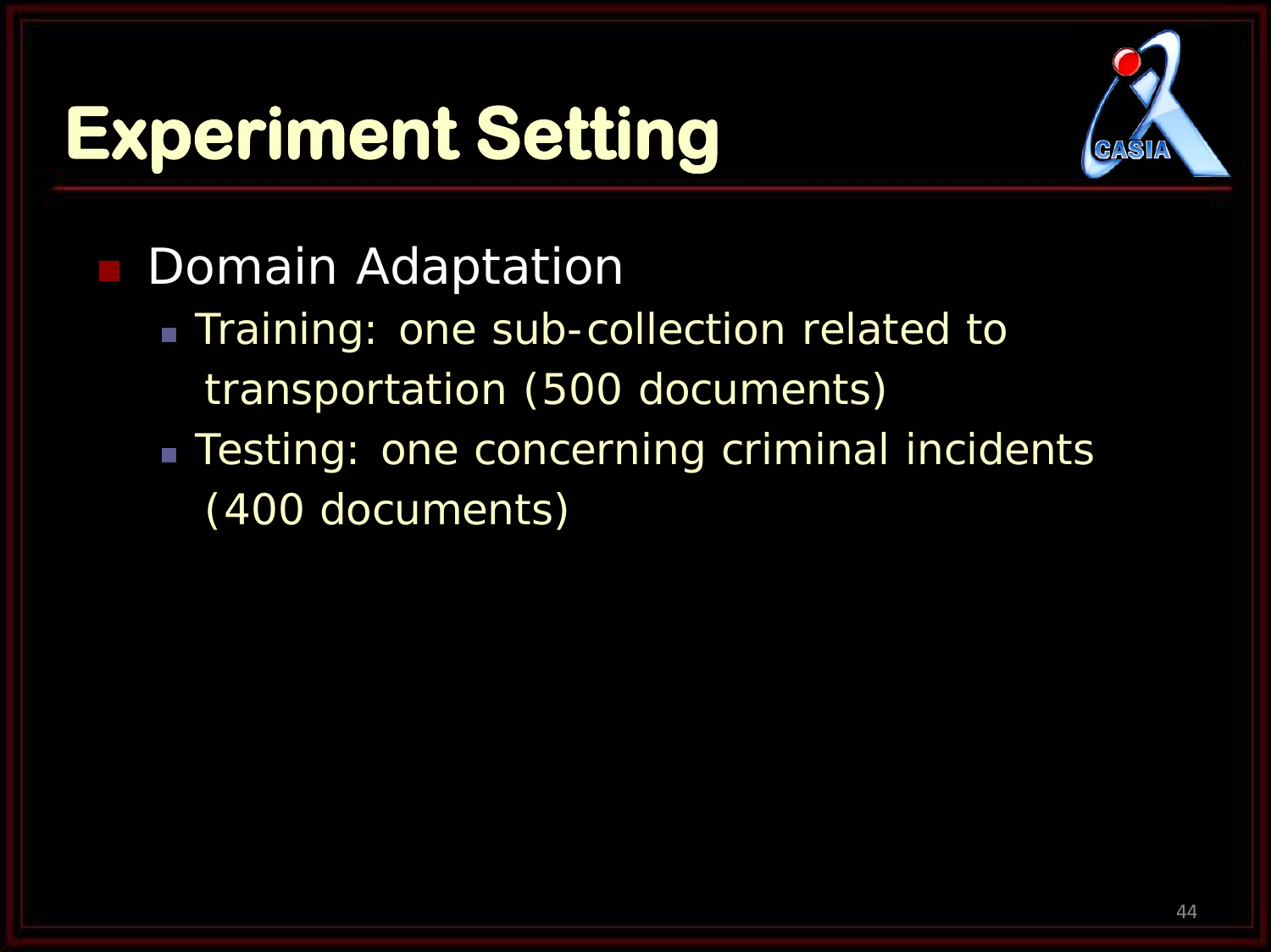# Experiment Setting

- Domain Adaptation
  - Training: one sub-collection related to transportation (500 documents)
  - Testing: one concerning criminal incidents (400 documents)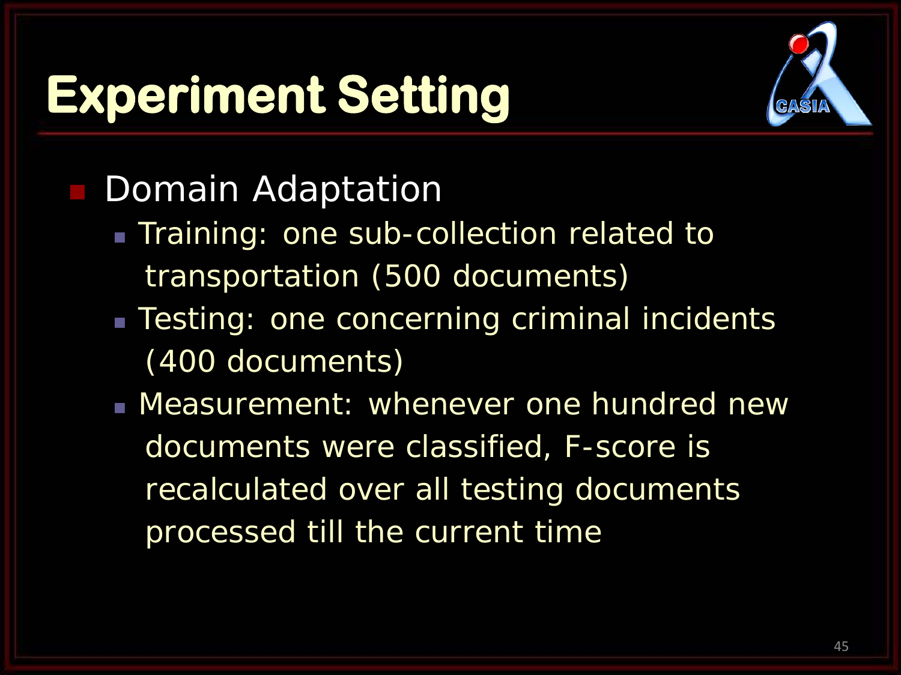# Experiment Setting

- Domain Adaptation
  - Training: one sub-collection related to transportation (500 documents)
  - Testing: one concerning criminal incidents (400 documents)
  - Measurement: whenever one hundred new documents were classified, F-score is recalculated over all testing documents processed till the current time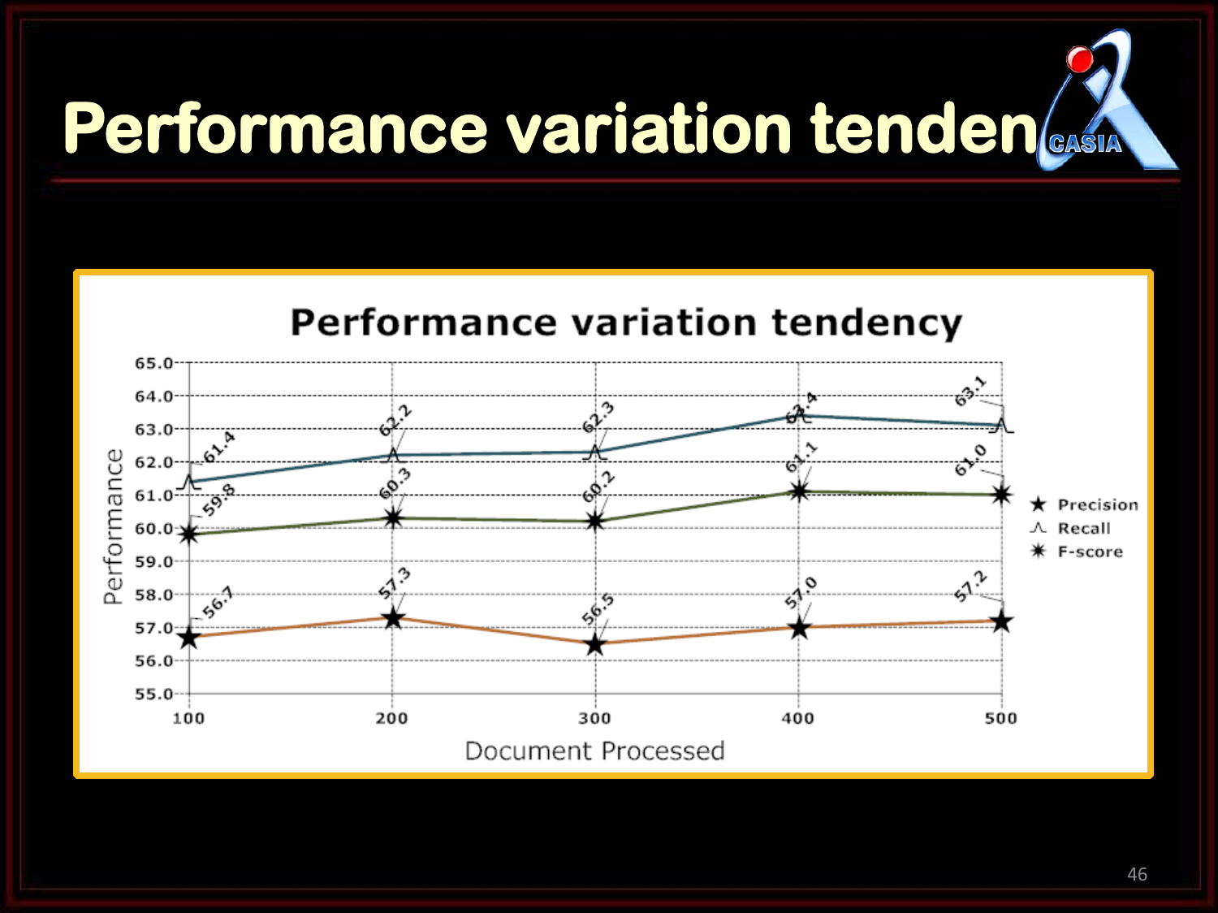# Performance variation tenden

| Document Processed | Precision | Recall | F-score |
|---|---|---|---|
| 100 | 56.7 | 61.4 | 59.8 |
| 200 | 57.3 | 62.2 | 60.3 |
| 300 | 56.5 | 62.3 | 60.2 |
| 400 | 57.0 | 63.4 | 61.1 |
| 500 | 57.2 | 63.1 | 61.0 |

Performance variation tendency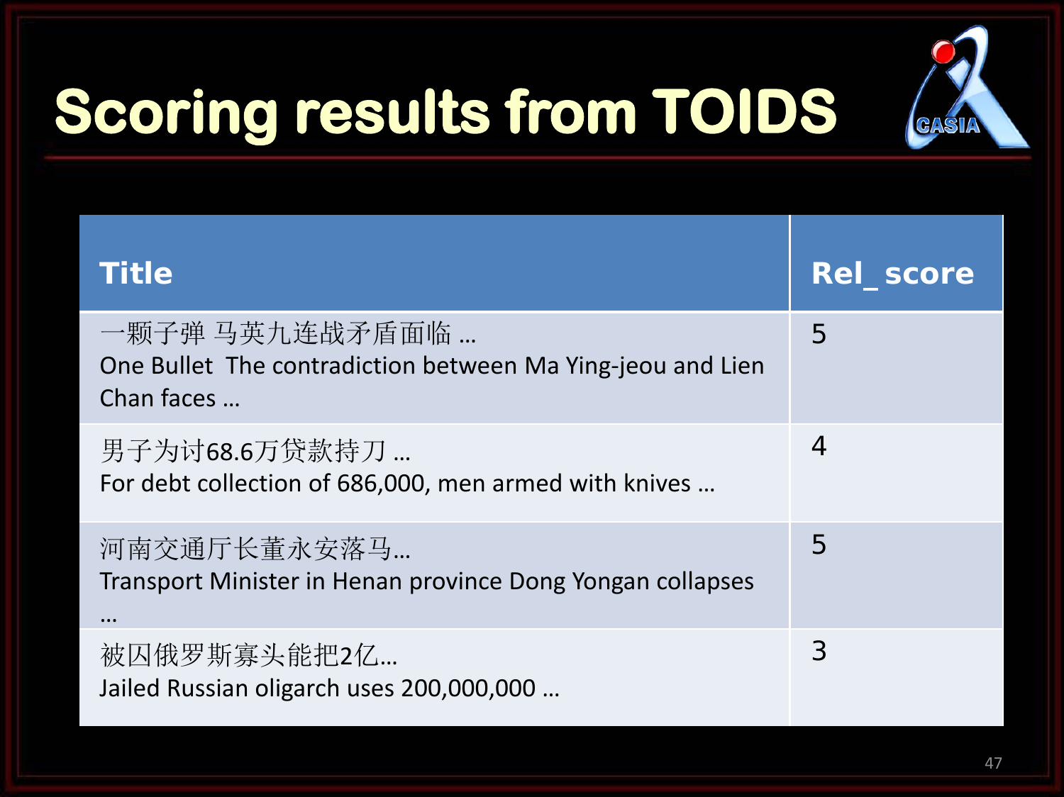# Scoring results from TOIDS

| Title | Rel_ score |
| --- | --- |
| 一颗子弹 马英九连战矛盾面临 …<br>One Bullet  The contradiction between Ma Ying-jeou and Lien Chan faces … | 5 |
| 男子为讨68.6万贷款持刀 …<br>For debt collection of 686,000, men armed with knives … | 4 |
| 河南交通厅长董永安落马…<br>Transport Minister in Henan province Dong Yongan collapses … | 5 |
| 被囚俄罗斯寡头能把2亿…<br>Jailed Russian oligarch uses 200,000,000 … | 3 |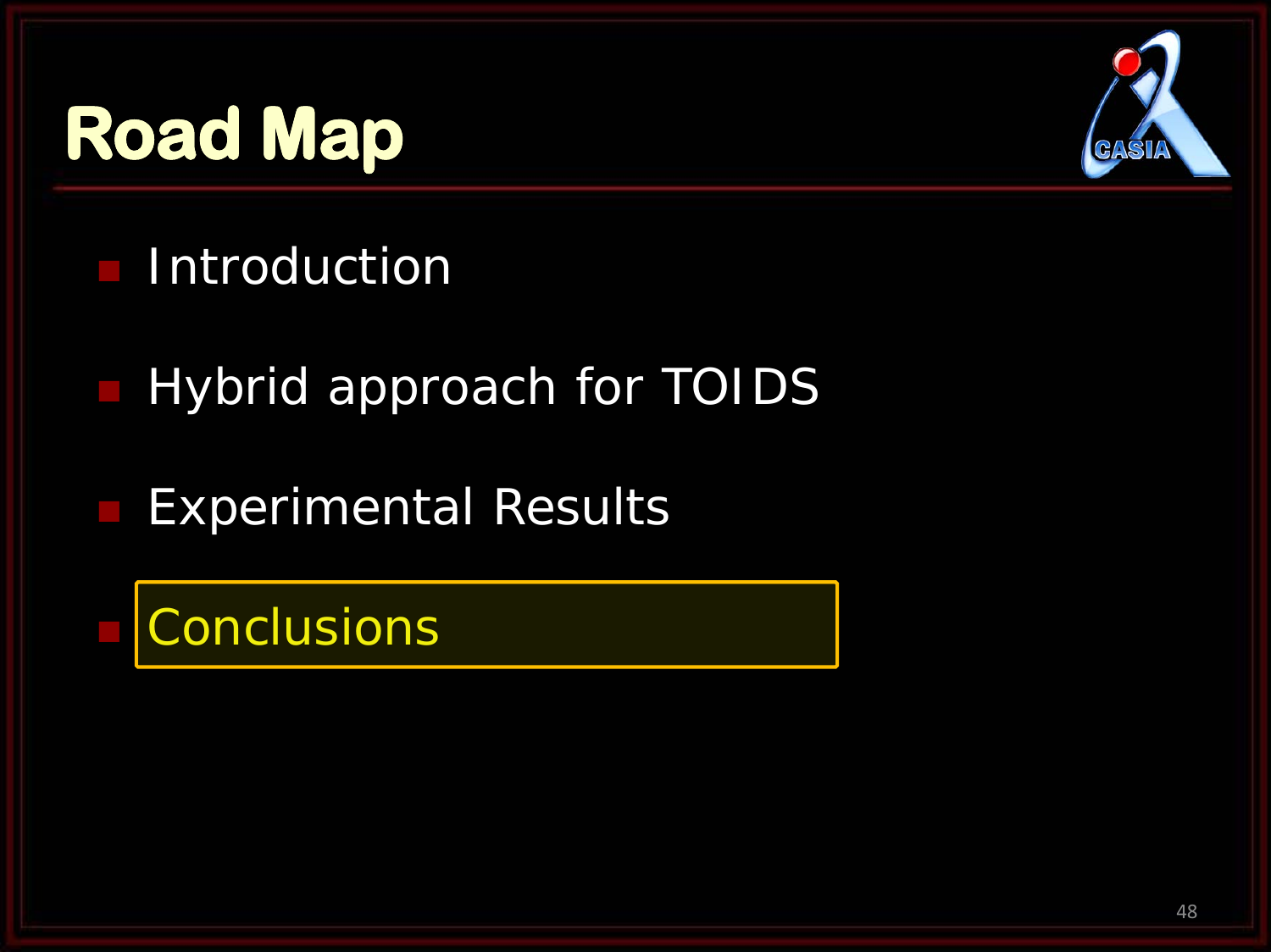# Road Map

- Introduction
- Hybrid approach for TOIDS
- Experimental Results
- Conclusions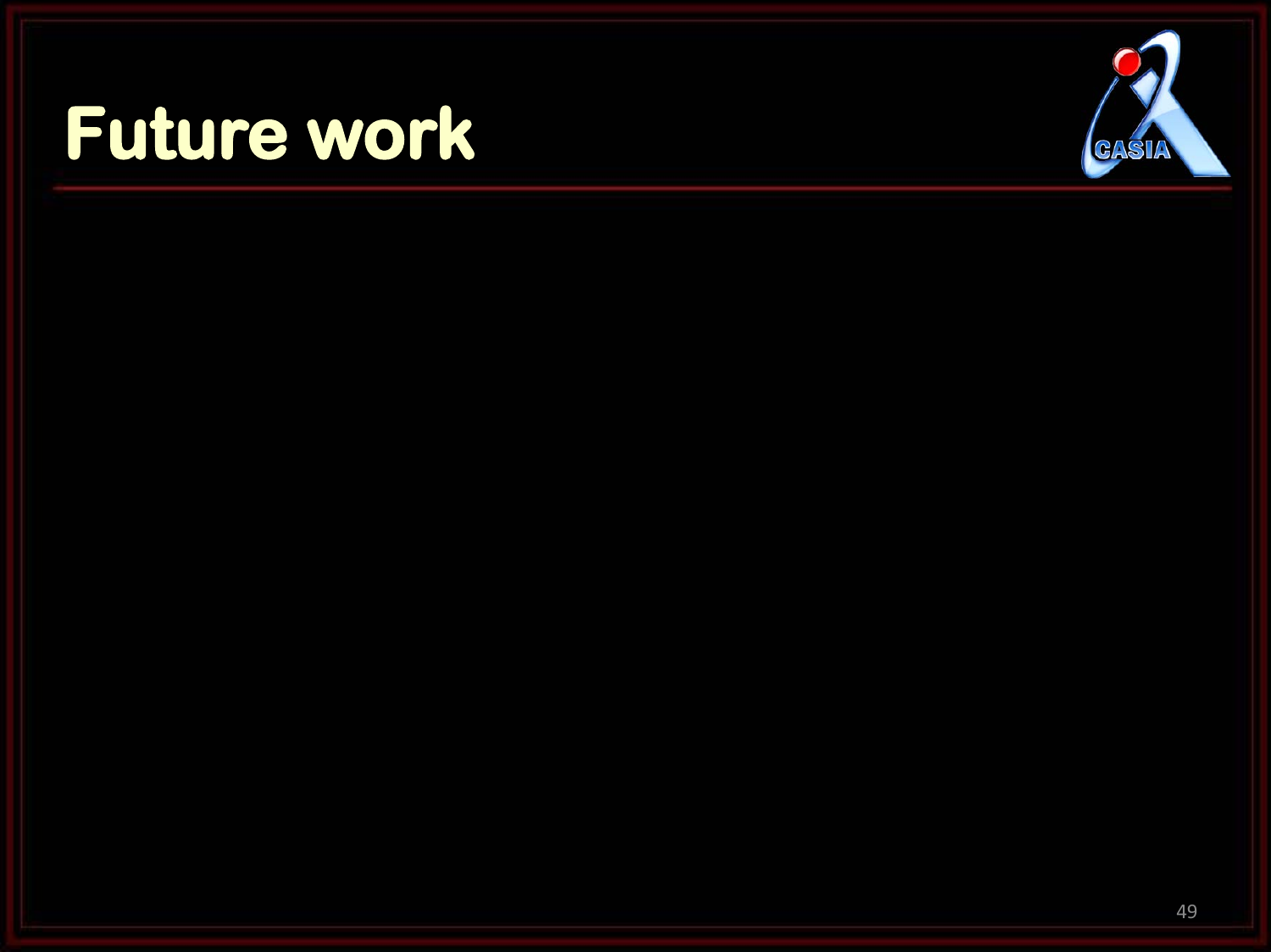# Future work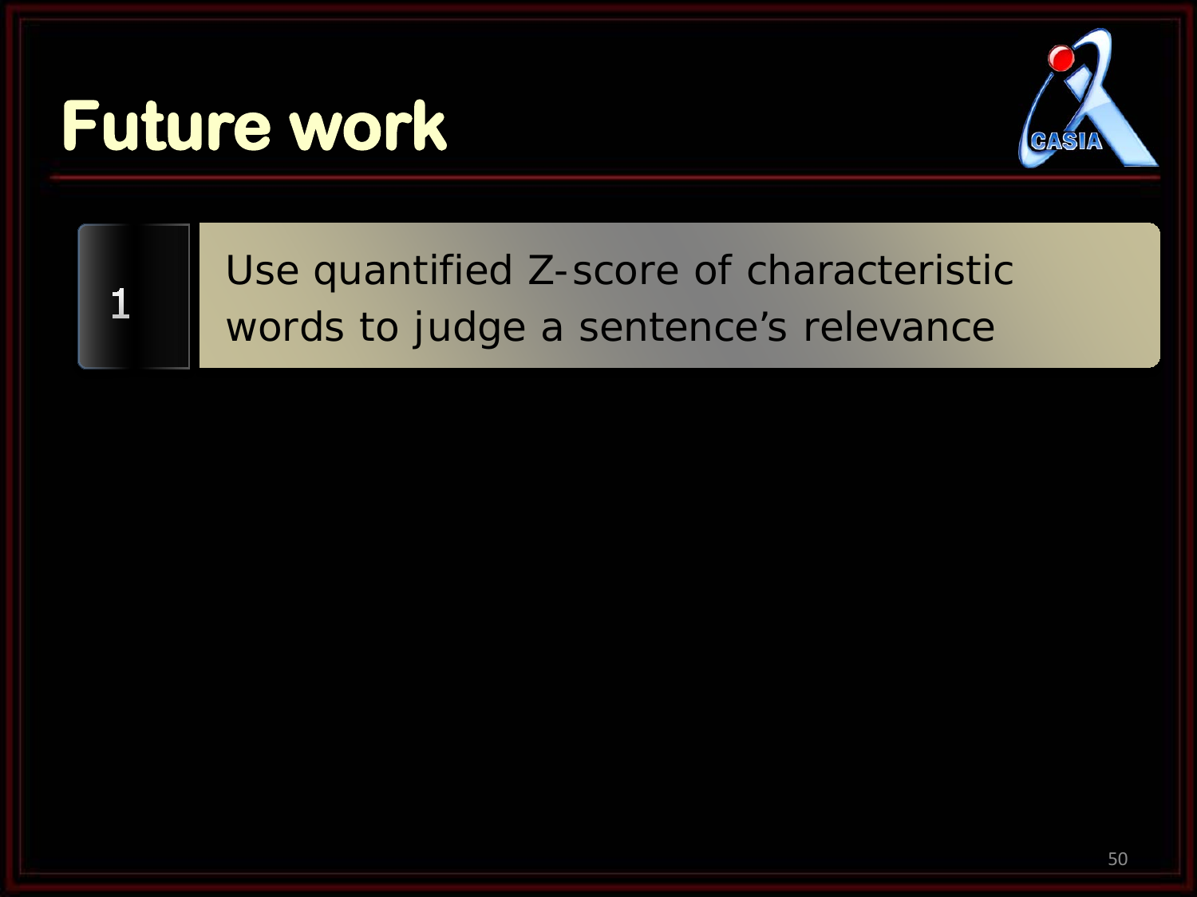# Future work

1. Use quantified Z-score of characteristic words to judge a sentence's relevance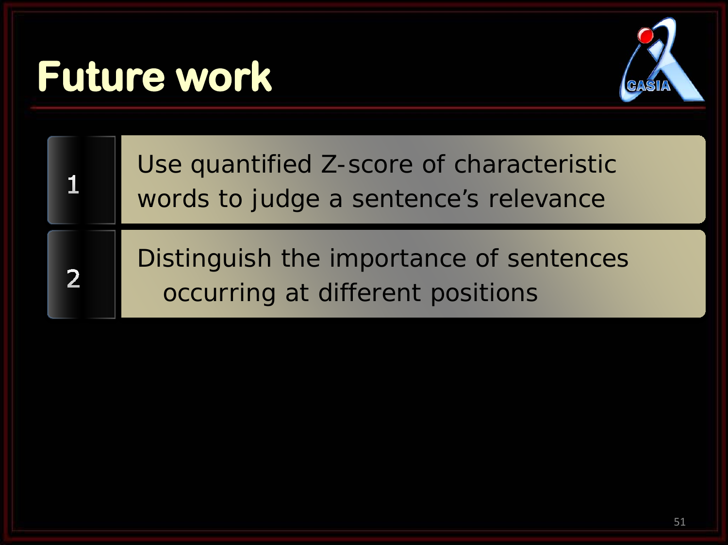# Future work

1. Use quantified Z-score of characteristic words to judge a sentence's relevance
2. Distinguish the importance of sentences occurring at different positions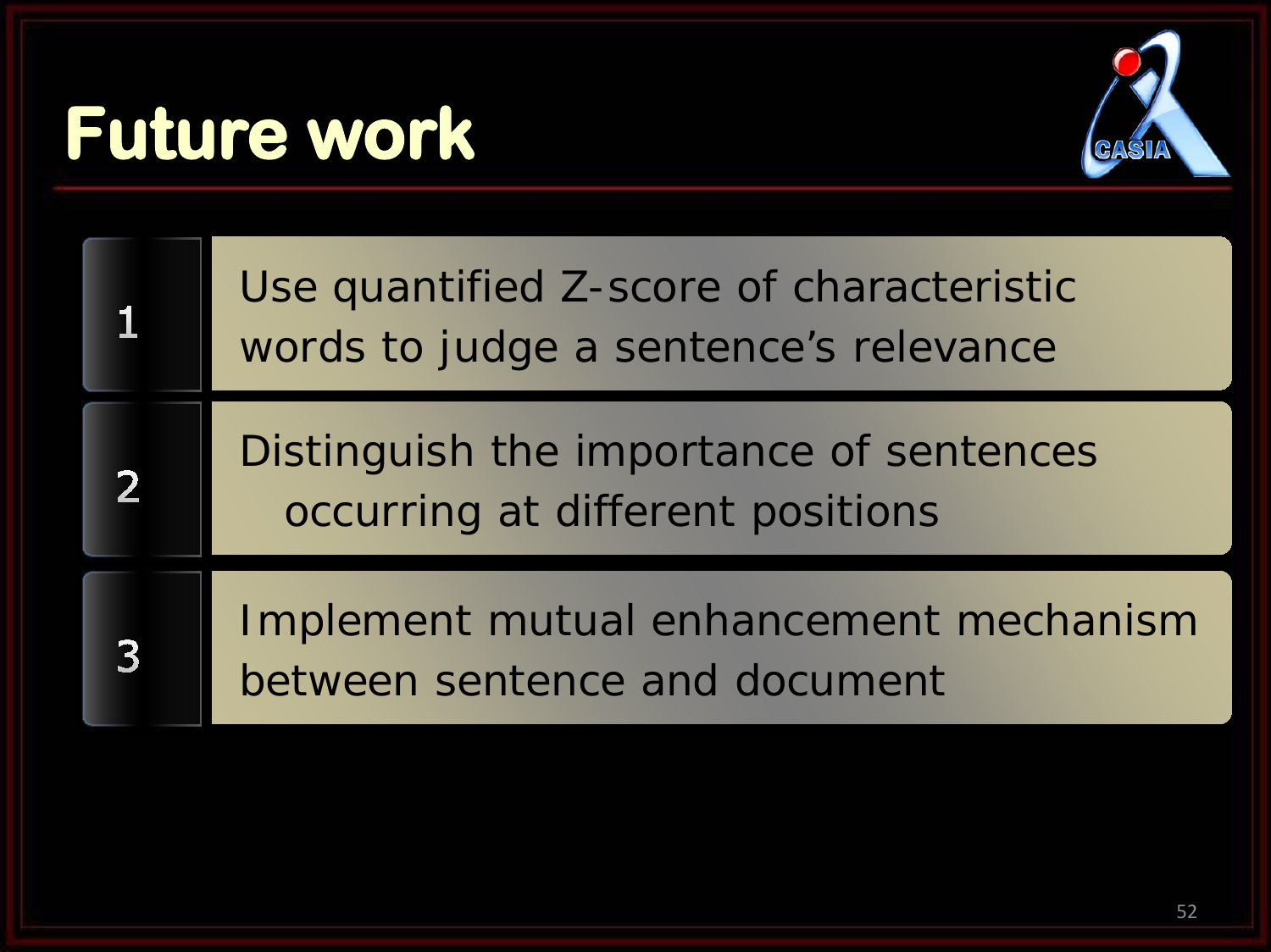# Future work

1. Use quantified Z-score of characteristic words to judge a sentence’s relevance
2. Distinguish the importance of sentences occurring at different positions
3. Implement mutual enhancement mechanism between sentence and document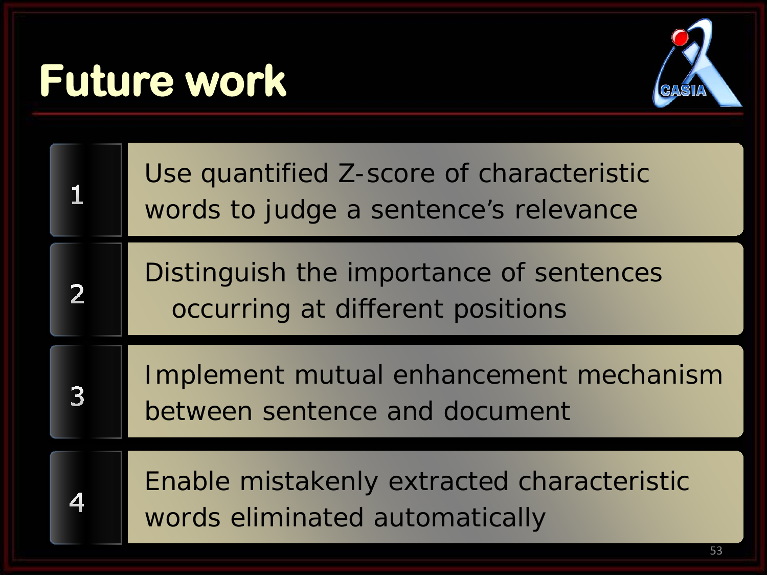# Future work

1. Use quantified Z-score of characteristic words to judge a sentence's relevance
2. Distinguish the importance of sentences occurring at different positions
3. Implement mutual enhancement mechanism between sentence and document
4. Enable mistakenly extracted characteristic words eliminated automatically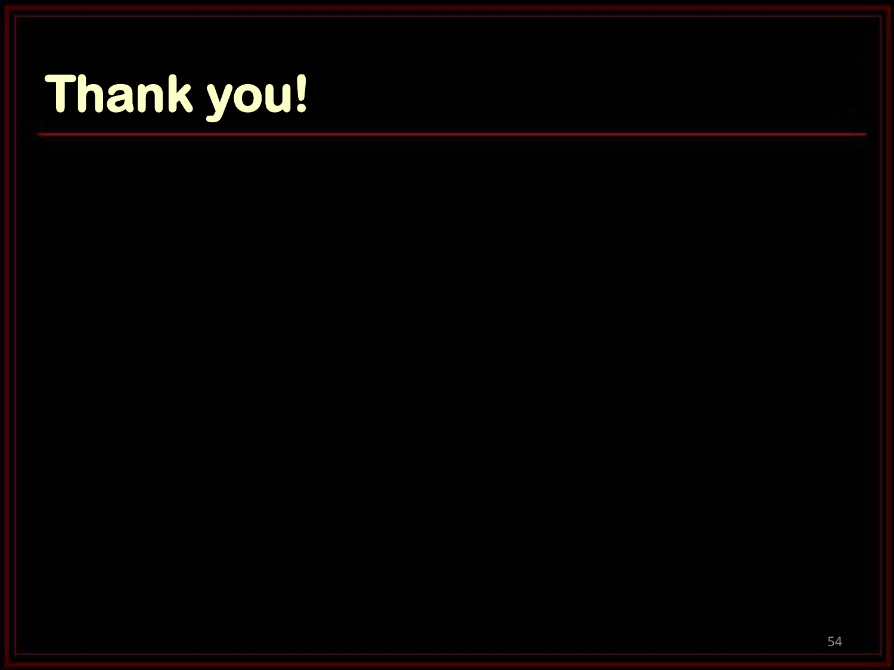# Thank you!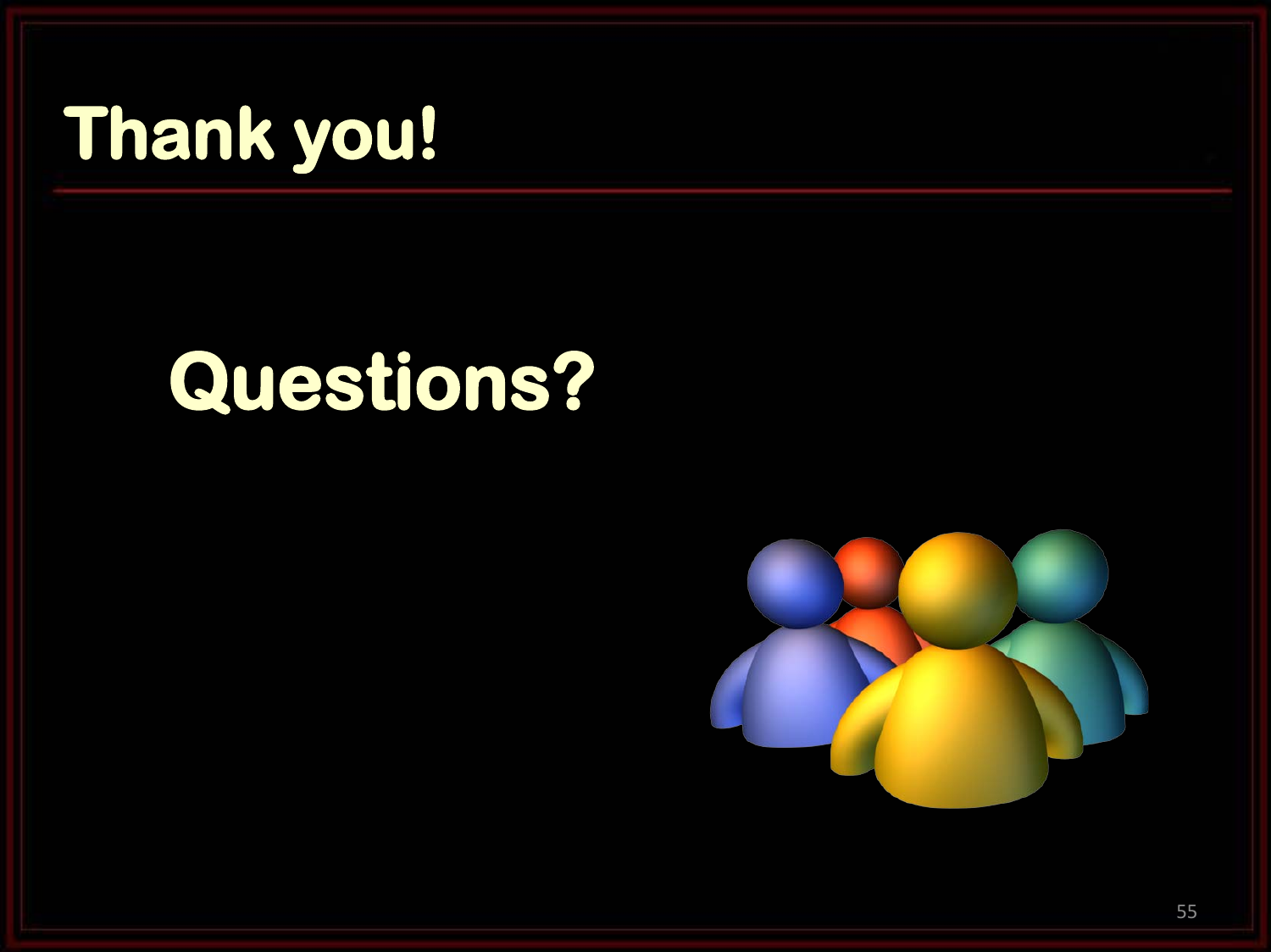# Thank you!

## Questions?